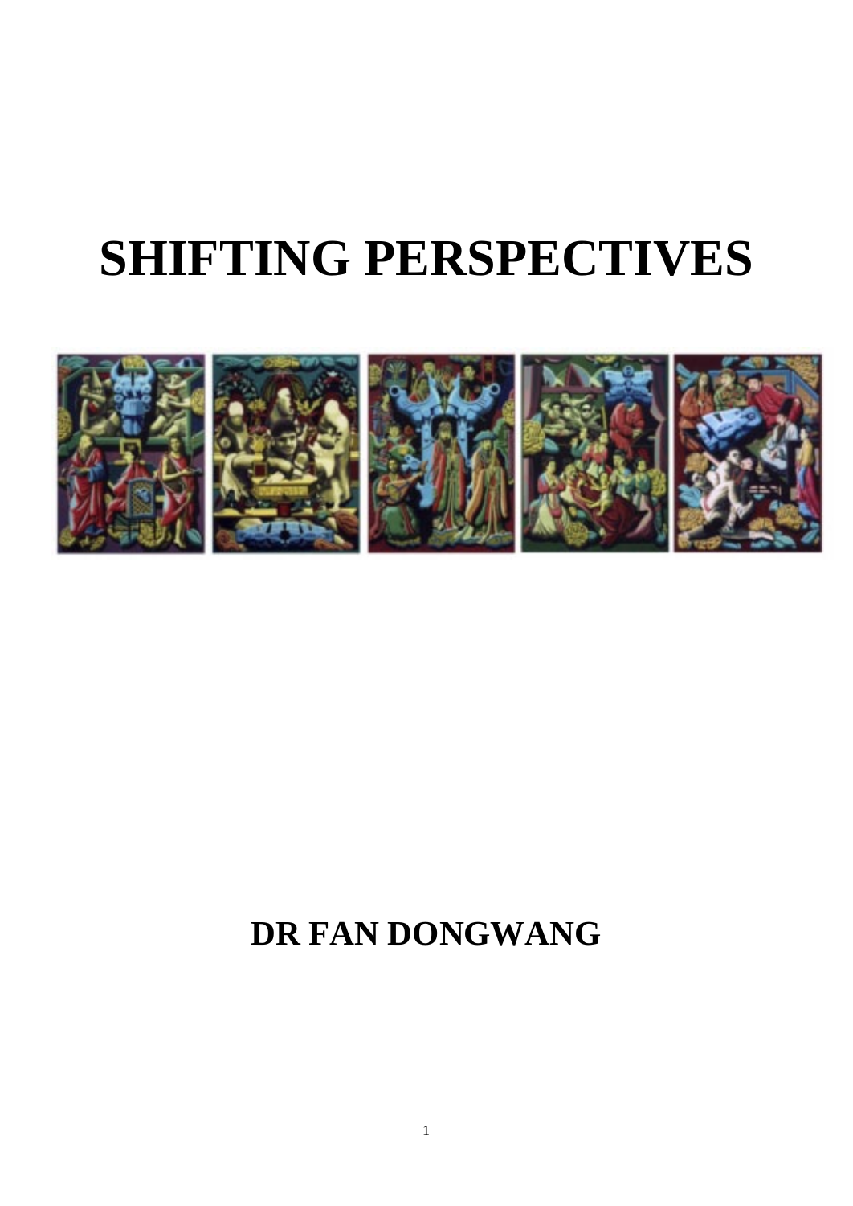# SHIFTING PERSPECTIVES

**DR FAN DONGWANG**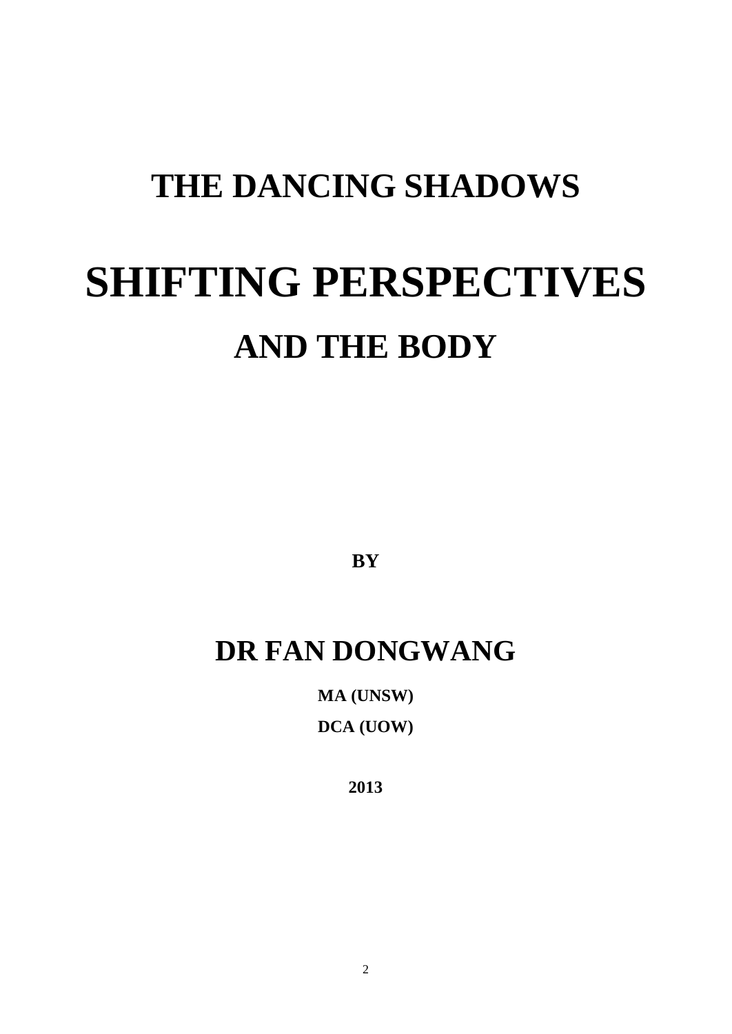# THE DANCING SHADOWS

# SHIFTING PERSPECTIVES

## AND THE BODY

**BY**

## DR FAN DONGWANG

**MA (UNSW)**

**DCA (UOW)**

**2013**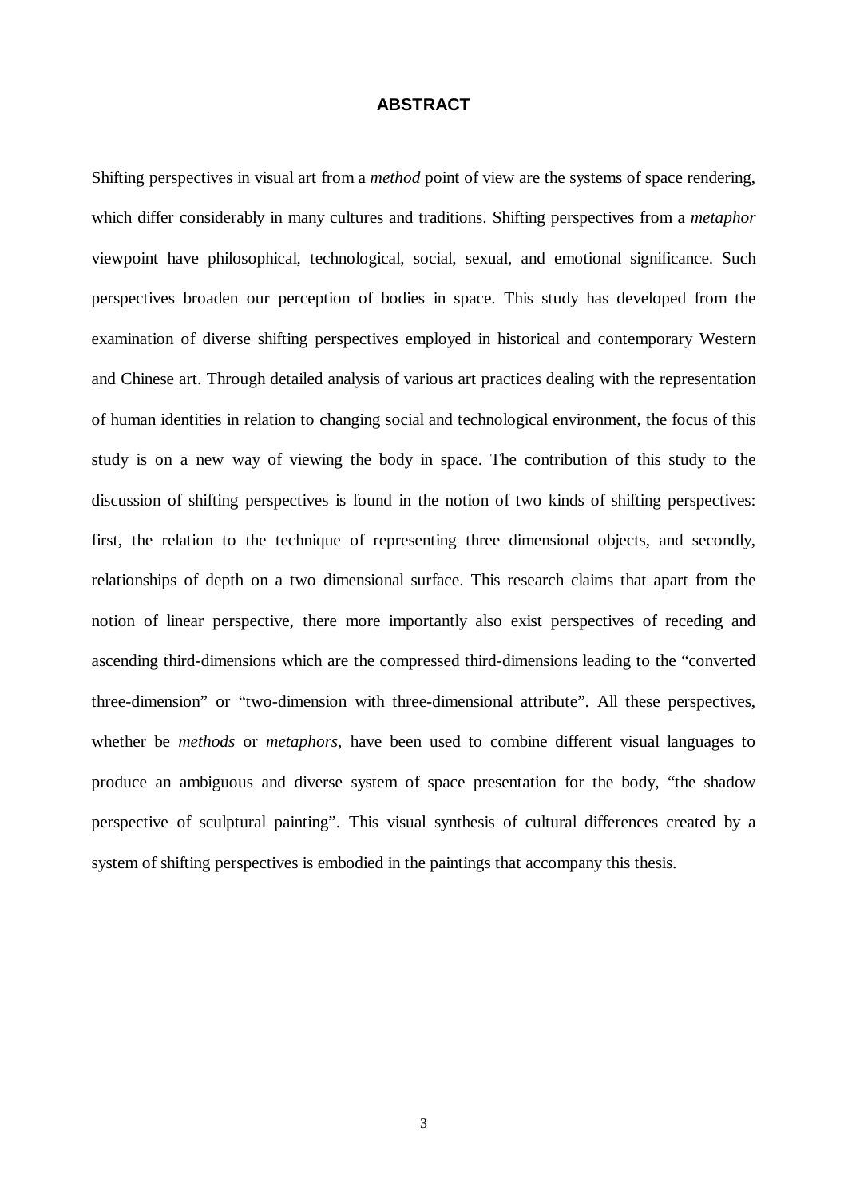# ABSTRACT

Shifting perspectives in visual art from a *method* point of view are the systems of space rendering, which differ considerably in many cultures and traditions. Shifting perspectives from a *metaphor* viewpoint have philosophical, technological, social, sexual, and emotional significance. Such perspectives broaden our perception of bodies in space. This study has developed from the examination of diverse shifting perspectives employed in historical and contemporary Western and Chinese art. Through detailed analysis of various art practices dealing with the representation of human identities in relation to changing social and technological environment, the focus of this study is on a new way of viewing the body in space. The contribution of this study to the discussion of shifting perspectives is found in the notion of two kinds of shifting perspectives: first, the relation to the technique of representing three dimensional objects, and secondly, relationships of depth on a two dimensional surface. This research claims that apart from the notion of linear perspective, there more importantly also exist perspectives of receding and ascending third-dimensions which are the compressed third-dimensions leading to the "converted three-dimension" or "two-dimension with three-dimensional attribute". All these perspectives, whether be *methods* or *metaphors*, have been used to combine different visual languages to produce an ambiguous and diverse system of space presentation for the body, "the shadow perspective of sculptural painting". This visual synthesis of cultural differences created by a system of shifting perspectives is embodied in the paintings that accompany this thesis.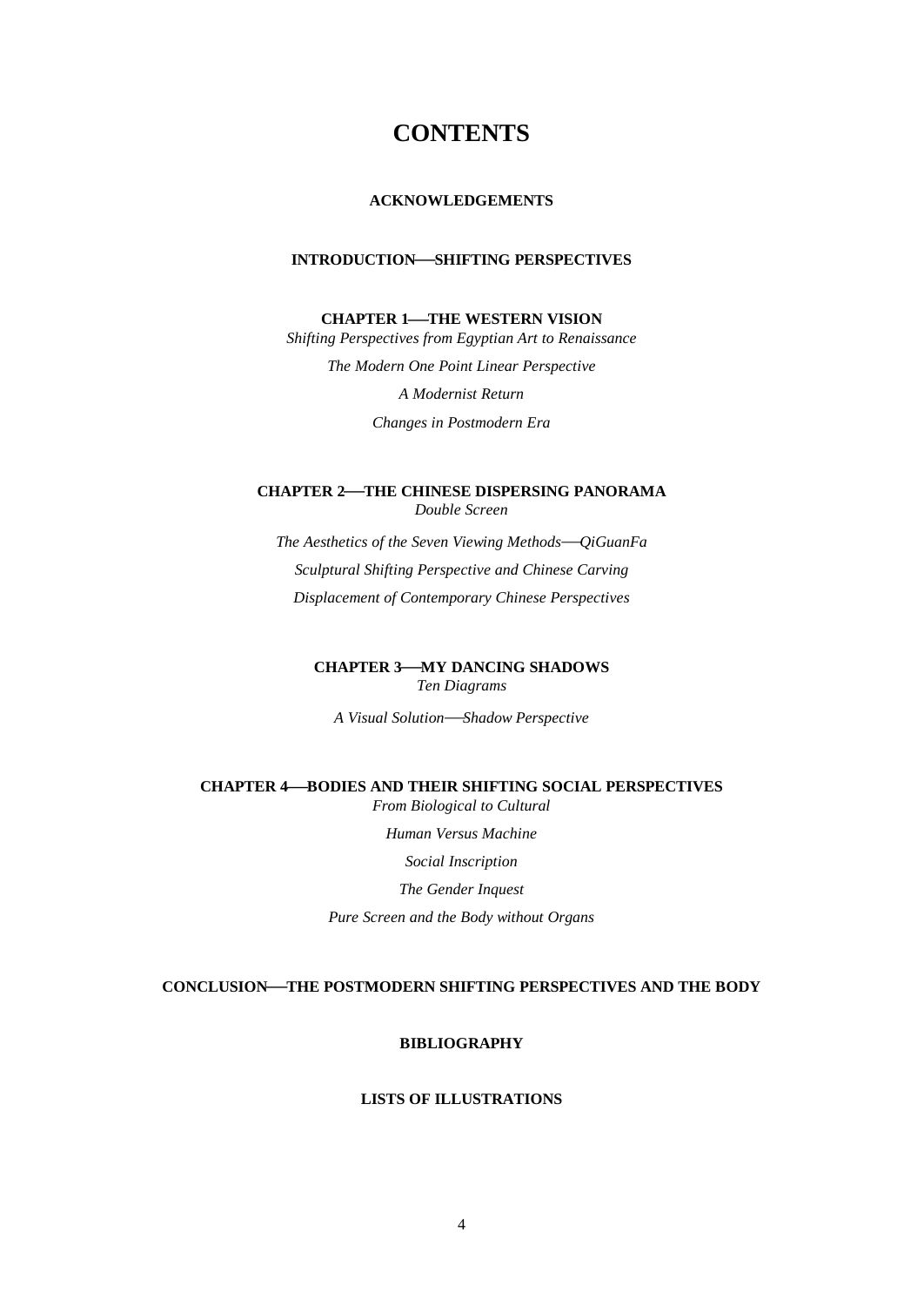# CONTENTS

**ACKNOWLEDGEMENTS**

**INTRODUCTION—SHIFTING PERSPECTIVES**

**CHAPTER 1—THE WESTERN VISION**

*Shifting Perspectives from Egyptian Art to Renaissance*

*The Modern One Point Linear Perspective*

*A Modernist Return*

*Changes in Postmodern Era*

**CHAPTER 2—THE CHINESE DISPERSING PANORAMA**

*Double Screen*

*The Aesthetics of the Seven Viewing Methods—QiGuanFa*

*Sculptural Shifting Perspective and Chinese Carving*

*Displacement of Contemporary Chinese Perspectives*

**CHAPTER 3—MY DANCING SHADOWS**

*Ten Diagrams*

*A Visual Solution—Shadow Perspective*

**CHAPTER 4—BODIES AND THEIR SHIFTING SOCIAL PERSPECTIVES**

*From Biological to Cultural*

*Human Versus Machine*

*Social Inscription*

*The Gender Inquest*

*Pure Screen and the Body without Organs*

**CONCLUSION—THE POSTMODERN SHIFTING PERSPECTIVES AND THE BODY**

**BIBLIOGRAPHY**

**LISTS OF ILLUSTRATIONS**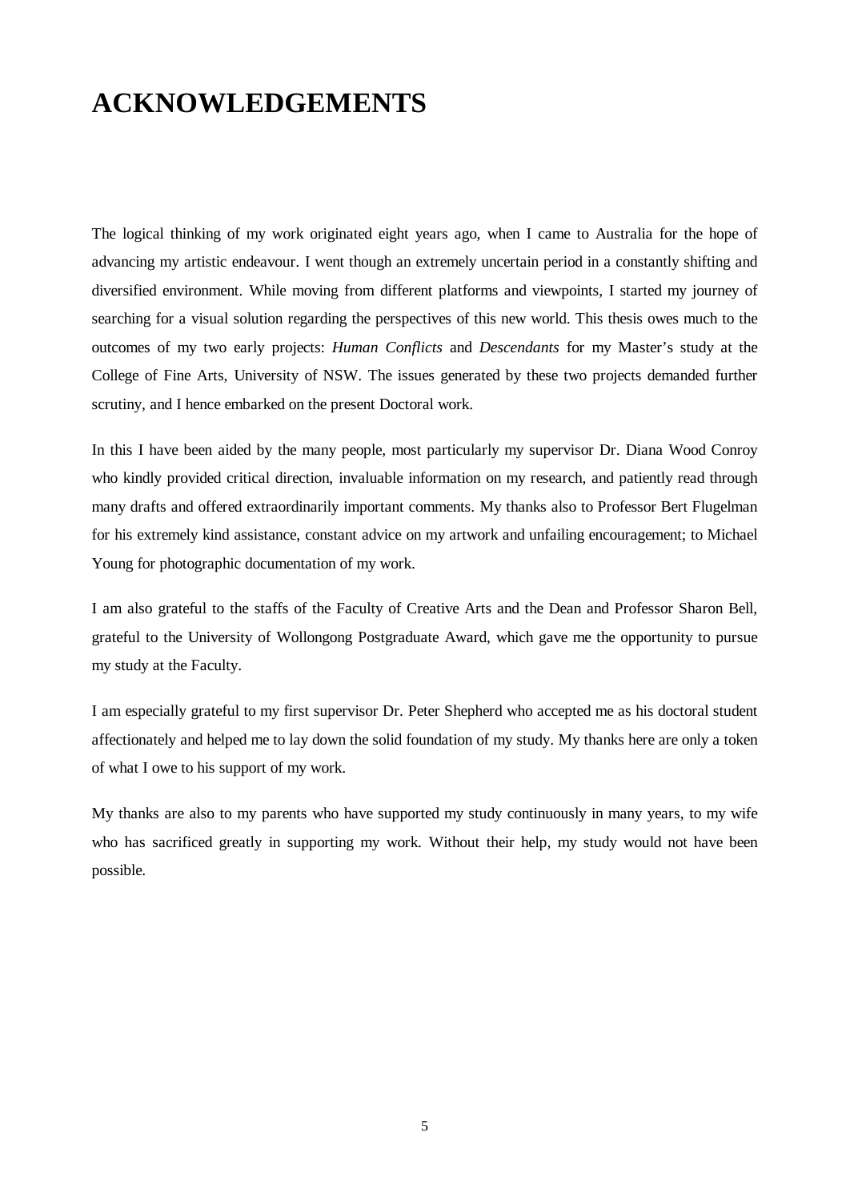# ACKNOWLEDGEMENTS

The logical thinking of my work originated eight years ago, when I came to Australia for the hope of advancing my artistic endeavour. I went though an extremely uncertain period in a constantly shifting and diversified environment. While moving from different platforms and viewpoints, I started my journey of searching for a visual solution regarding the perspectives of this new world. This thesis owes much to the outcomes of my two early projects: *Human Conflicts* and *Descendants* for my Master's study at the College of Fine Arts, University of NSW. The issues generated by these two projects demanded further scrutiny, and I hence embarked on the present Doctoral work.

In this I have been aided by the many people, most particularly my supervisor Dr. Diana Wood Conroy who kindly provided critical direction, invaluable information on my research, and patiently read through many drafts and offered extraordinarily important comments. My thanks also to Professor Bert Flugelman for his extremely kind assistance, constant advice on my artwork and unfailing encouragement; to Michael Young for photographic documentation of my work.

I am also grateful to the staffs of the Faculty of Creative Arts and the Dean and Professor Sharon Bell, grateful to the University of Wollongong Postgraduate Award, which gave me the opportunity to pursue my study at the Faculty.

I am especially grateful to my first supervisor Dr. Peter Shepherd who accepted me as his doctoral student affectionately and helped me to lay down the solid foundation of my study. My thanks here are only a token of what I owe to his support of my work.

My thanks are also to my parents who have supported my study continuously in many years, to my wife who has sacrificed greatly in supporting my work. Without their help, my study would not have been possible.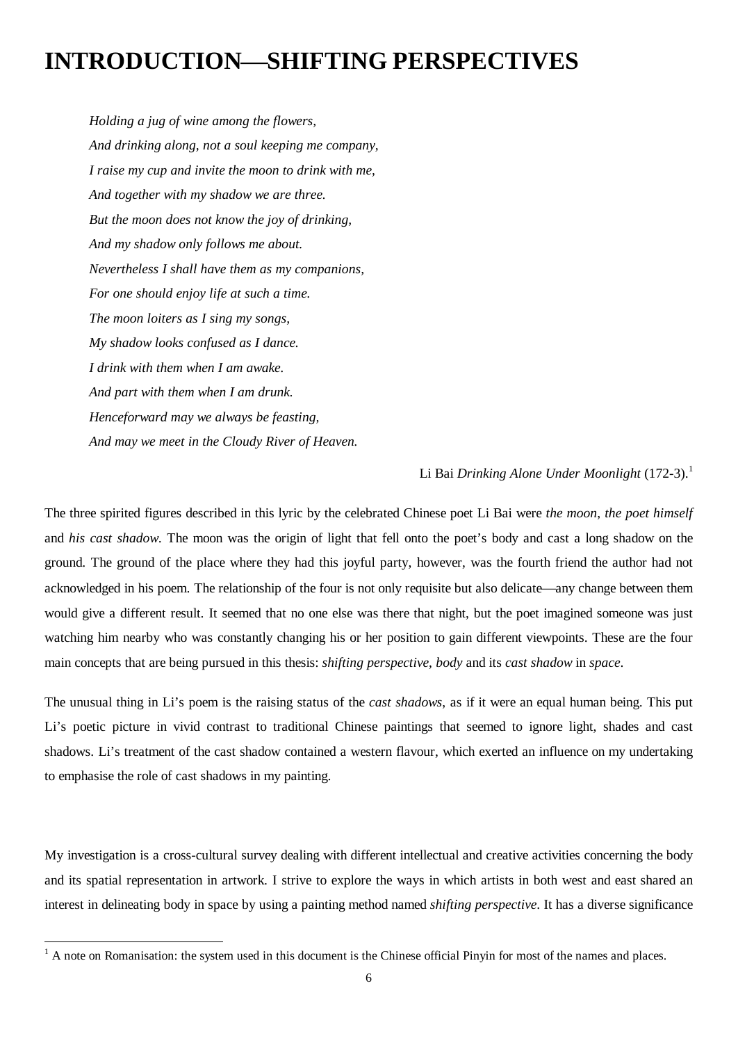# INTRODUCTION—SHIFTING PERSPECTIVES

*Holding a jug of wine among the flowers,*  
*And drinking along, not a soul keeping me company,*  
*I raise my cup and invite the moon to drink with me,*  
*And together with my shadow we are three.*  
*But the moon does not know the joy of drinking,*  
*And my shadow only follows me about.*  
*Nevertheless I shall have them as my companions,*  
*For one should enjoy life at such a time.*  
*The moon loiters as I sing my songs,*  
*My shadow looks confused as I dance.*  
*I drink with them when I am awake.*  
*And part with them when I am drunk.*  
*Henceforward may we always be feasting,*  
*And may we meet in the Cloudy River of Heaven.*

Li Bai *Drinking Alone Under Moonlight* (172-3).[1]

The three spirited figures described in this lyric by the celebrated Chinese poet Li Bai were *the moon*, *the poet himself* and *his cast shadow*. The moon was the origin of light that fell onto the poet's body and cast a long shadow on the ground. The ground of the place where they had this joyful party, however, was the fourth friend the author had not acknowledged in his poem. The relationship of the four is not only requisite but also delicate—any change between them would give a different result. It seemed that no one else was there that night, but the poet imagined someone was just watching him nearby who was constantly changing his or her position to gain different viewpoints. These are the four main concepts that are being pursued in this thesis: *shifting perspective*, *body* and its *cast shadow* in *space*.

The unusual thing in Li's poem is the raising status of the *cast shadows*, as if it were an equal human being. This put Li's poetic picture in vivid contrast to traditional Chinese paintings that seemed to ignore light, shades and cast shadows. Li's treatment of the cast shadow contained a western flavour, which exerted an influence on my undertaking to emphasise the role of cast shadows in my painting.

My investigation is a cross-cultural survey dealing with different intellectual and creative activities concerning the body and its spatial representation in artwork. I strive to explore the ways in which artists in both west and east shared an interest in delineating body in space by using a painting method named *shifting perspective*. It has a diverse significance

[1] A note on Romanisation: the system used in this document is the Chinese official Pinyin for most of the names and places.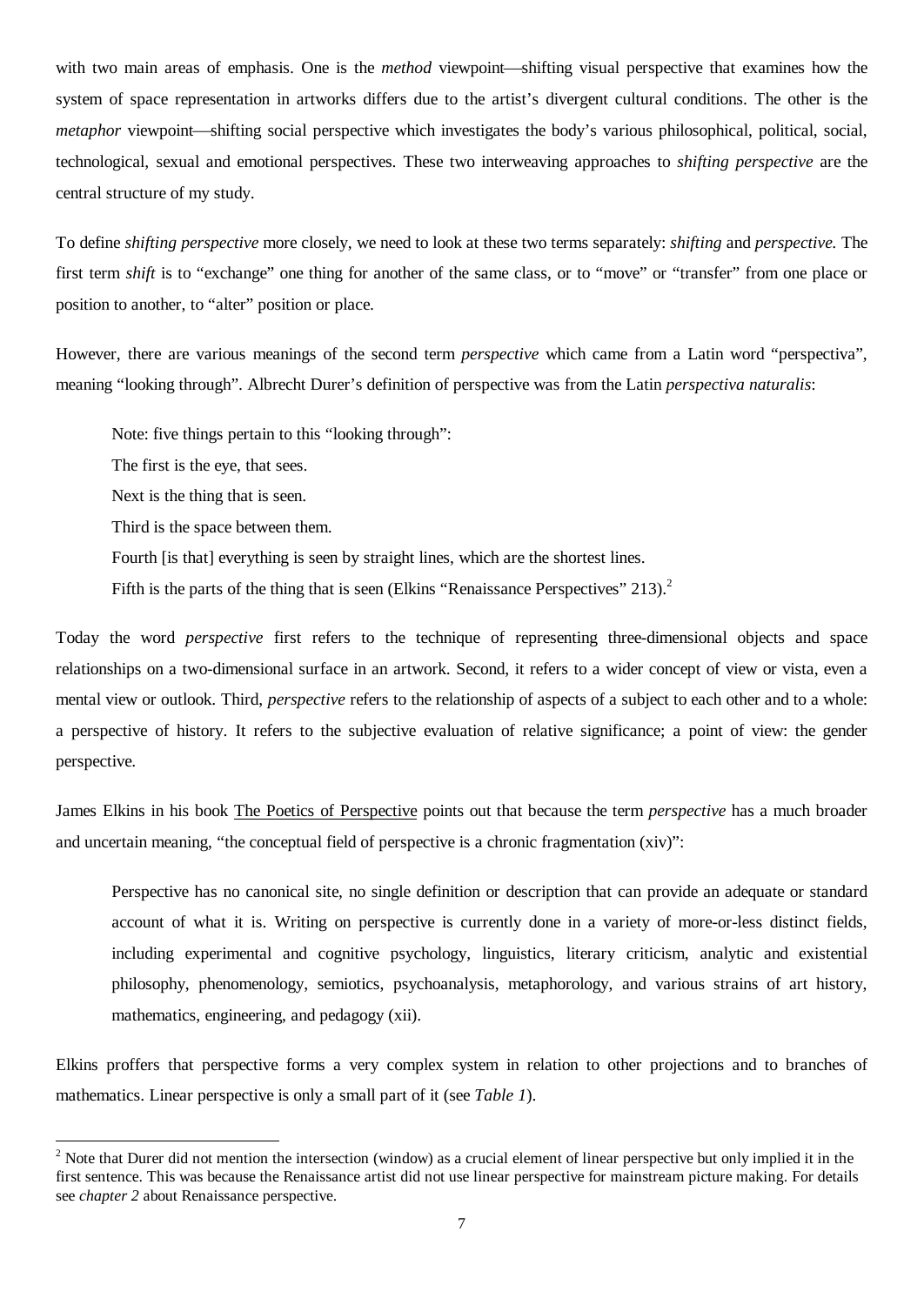with two main areas of emphasis. One is the *method* viewpoint—shifting visual perspective that examines how the system of space representation in artworks differs due to the artist's divergent cultural conditions. The other is the *metaphor* viewpoint—shifting social perspective which investigates the body's various philosophical, political, social, technological, sexual and emotional perspectives. These two interweaving approaches to *shifting perspective* are the central structure of my study.

To define *shifting perspective* more closely, we need to look at these two terms separately: *shifting* and *perspective.* The first term *shift* is to "exchange" one thing for another of the same class, or to "move" or "transfer" from one place or position to another, to "alter" position or place.

However, there are various meanings of the second term *perspective* which came from a Latin word "perspectiva", meaning "looking through". Albrecht Durer's definition of perspective was from the Latin *perspectiva naturalis*:

> Note: five things pertain to this "looking through":
> The first is the eye, that sees.
> Next is the thing that is seen.
> Third is the space between them.
> Fourth [is that] everything is seen by straight lines, which are the shortest lines.
> Fifth is the parts of the thing that is seen (Elkins "Renaissance Perspectives" 213).[2]

Today the word *perspective* first refers to the technique of representing three-dimensional objects and space relationships on a two-dimensional surface in an artwork. Second, it refers to a wider concept of view or vista, even a mental view or outlook. Third, *perspective* refers to the relationship of aspects of a subject to each other and to a whole: a perspective of history. It refers to the subjective evaluation of relative significance; a point of view: the gender perspective.

James Elkins in his book <u>The Poetics of Perspective</u> points out that because the term *perspective* has a much broader and uncertain meaning, "the conceptual field of perspective is a chronic fragmentation (xiv)":

> Perspective has no canonical site, no single definition or description that can provide an adequate or standard account of what it is. Writing on perspective is currently done in a variety of more-or-less distinct fields, including experimental and cognitive psychology, linguistics, literary criticism, analytic and existential philosophy, phenomenology, semiotics, psychoanalysis, metaphorology, and various strains of art history, mathematics, engineering, and pedagogy (xii).

Elkins proffers that perspective forms a very complex system in relation to other projections and to branches of mathematics. Linear perspective is only a small part of it (see *Table 1*).

---

[2] Note that Durer did not mention the intersection (window) as a crucial element of linear perspective but only implied it in the first sentence. This was because the Renaissance artist did not use linear perspective for mainstream picture making. For details see *chapter 2* about Renaissance perspective.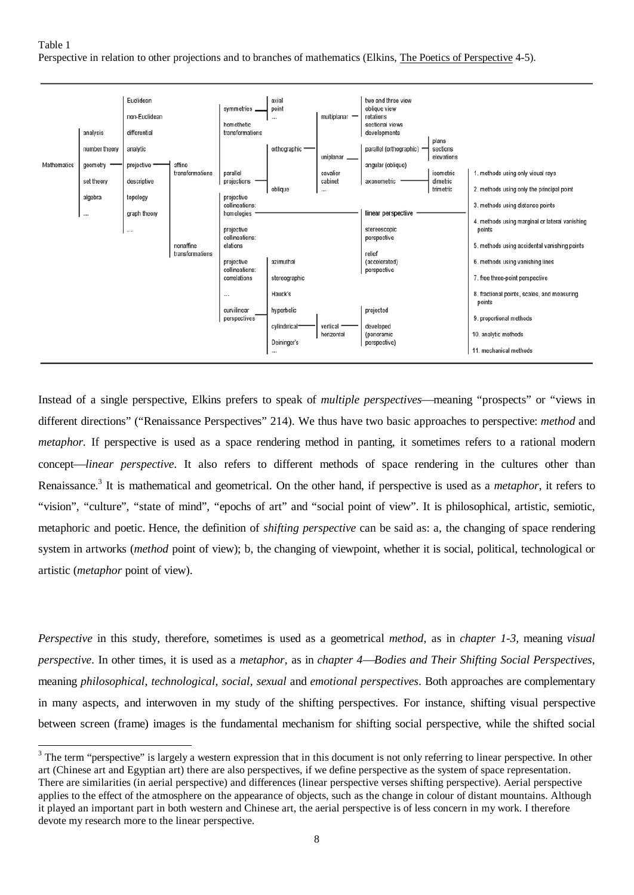Table 1
Perspective in relation to other projections and to branches of mathematics (Elkins, The Poetics of Perspective 4-5).

| | | | | | | | | | |
|---|---|---|---|---|---|---|---|---|---|
| | | Euclidean | | symmetries | axial<br>point<br>... | multiplanar | two and three view<br>oblique view<br>rotations<br>sectional views<br>developments | | |
| | | non-Euclidean | | homothetic transformations | | | | | |
| | analysis | differential | | | | | | | |
| | number theory | analytic | | | orthographic | uniplanar | parallel (orthographic) | plans<br>sections<br>elevations | |
| Mathematics | geometry | projective | affine transformations | parallel projections | | | angular (oblique) | | 1. methods using only visual rays |
| | set theory | descriptive | | | oblique | cavalier<br>cabinet<br>... | axonometric | isometric<br>dimetric<br>trimetric | 2. methods using only the principal point |
| | algebra | topology | | projective collineations: homologies | | | linear perspective | | 3. methods using distance points |
| | ... | graph theory | | | | | | | 4. methods using marginal or lateral vanishing points |
| | | ... | | projective collineations: elations | | | stereoscopic perspective | | 5. methods using accidental vanishing points |
| | | | nonaffine transformations | projective collineations: correlations | azimuthal | | relief (accelerated) perspective | | 6. methods using vanishing lines |
| | | | | | stereographic | | | | 7. free three-point perspective |
| | | | | ... | Hauck's | | | | 8. fractional points, scales, and measuring points |
| | | | | curvilinear perspectives | hyperbolic | | projected | | 9. proportional methods |
| | | | | | cylindrical | vertical<br>horizontal | developed (panoramic perspective) | | 10. analytic methods |
| | | | | | Deininger's<br>... | | | | 11. mechanical methods |

Instead of a single perspective, Elkins prefers to speak of *multiple perspectives*—meaning "prospects" or "views in different directions" ("Renaissance Perspectives" 214). We thus have two basic approaches to perspective: *method* and *metaphor*. If perspective is used as a space rendering method in panting, it sometimes refers to a rational modern concept—*linear perspective*. It also refers to different methods of space rendering in the cultures other than Renaissance.[3] It is mathematical and geometrical. On the other hand, if perspective is used as a *metaphor*, it refers to "vision", "culture", "state of mind", "epochs of art" and "social point of view". It is philosophical, artistic, semiotic, metaphoric and poetic. Hence, the definition of *shifting perspective* can be said as: a, the changing of space rendering system in artworks (*method* point of view); b, the changing of viewpoint, whether it is social, political, technological or artistic (*metaphor* point of view).

*Perspective* in this study, therefore, sometimes is used as a geometrical *method*, as in *chapter 1-3*, meaning *visual perspective*. In other times, it is used as a *metaphor*, as in *chapter 4—Bodies and Their Shifting Social Perspectives*, meaning *philosophical, technological, social, sexual* and *emotional perspectives*. Both approaches are complementary in many aspects, and interwoven in my study of the shifting perspectives. For instance, shifting visual perspective between screen (frame) images is the fundamental mechanism for shifting social perspective, while the shifted social

[3] The term "perspective" is largely a western expression that in this document is not only referring to linear perspective. In other art (Chinese art and Egyptian art) there are also perspectives, if we define perspective as the system of space representation. There are similarities (in aerial perspective) and differences (linear perspective verses shifting perspective). Aerial perspective applies to the effect of the atmosphere on the appearance of objects, such as the change in colour of distant mountains. Although it played an important part in both western and Chinese art, the aerial perspective is of less concern in my work. I therefore devote my research more to the linear perspective.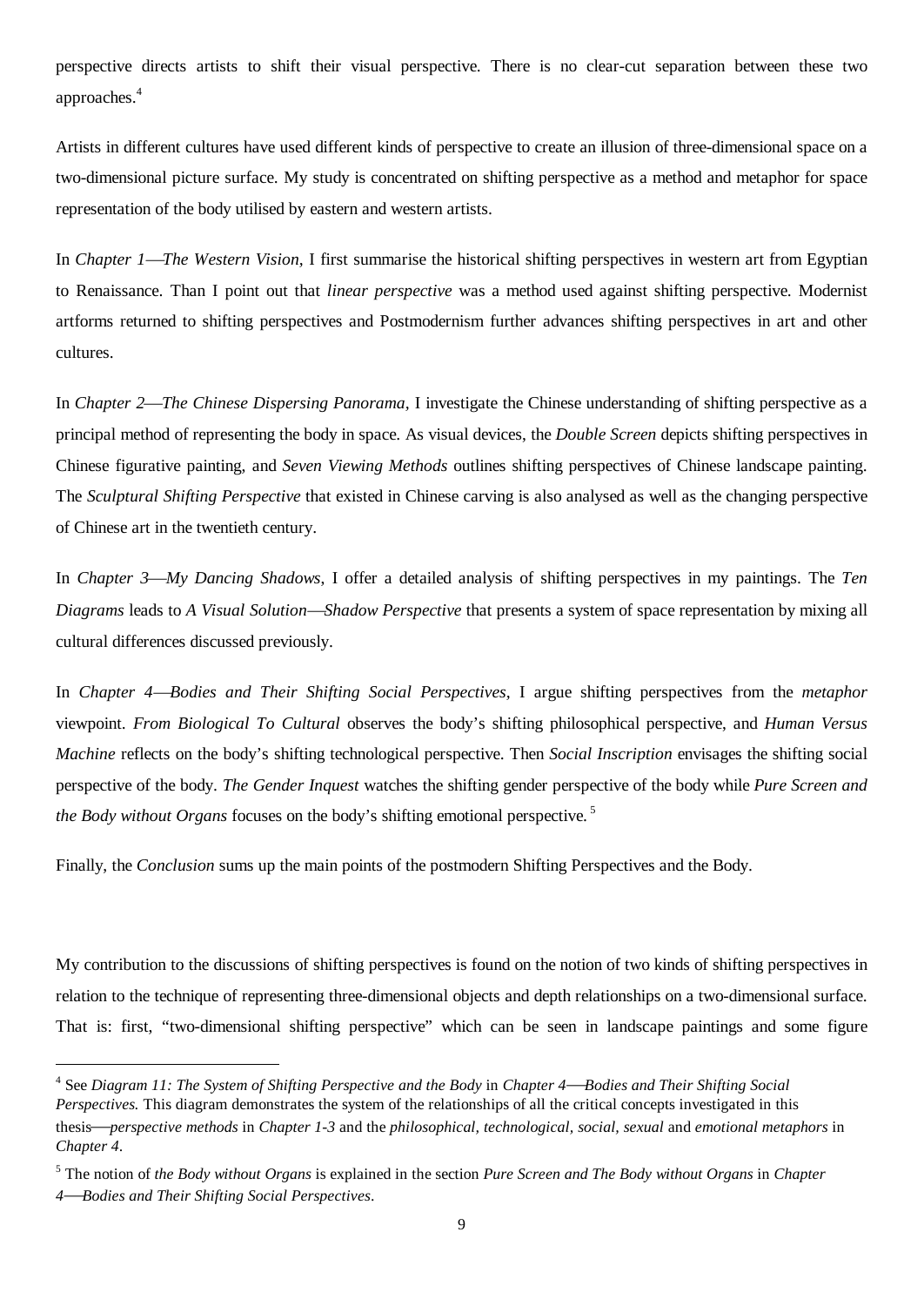perspective directs artists to shift their visual perspective. There is no clear-cut separation between these two approaches.[4]

Artists in different cultures have used different kinds of perspective to create an illusion of three-dimensional space on a two-dimensional picture surface. My study is concentrated on shifting perspective as a method and metaphor for space representation of the body utilised by eastern and western artists.

In *Chapter 1—The Western Vision*, I first summarise the historical shifting perspectives in western art from Egyptian to Renaissance. Than I point out that *linear perspective* was a method used against shifting perspective. Modernist artforms returned to shifting perspectives and Postmodernism further advances shifting perspectives in art and other cultures.

In *Chapter 2—The Chinese Dispersing Panorama*, I investigate the Chinese understanding of shifting perspective as a principal method of representing the body in space. As visual devices, the *Double Screen* depicts shifting perspectives in Chinese figurative painting, and *Seven Viewing Methods* outlines shifting perspectives of Chinese landscape painting. The *Sculptural Shifting Perspective* that existed in Chinese carving is also analysed as well as the changing perspective of Chinese art in the twentieth century.

In *Chapter 3—My Dancing Shadows*, I offer a detailed analysis of shifting perspectives in my paintings. The *Ten Diagrams* leads to *A Visual Solution—Shadow Perspective* that presents a system of space representation by mixing all cultural differences discussed previously.

In *Chapter 4—Bodies and Their Shifting Social Perspectives*, I argue shifting perspectives from the *metaphor* viewpoint. *From Biological To Cultural* observes the body's shifting philosophical perspective, and *Human Versus Machine* reflects on the body's shifting technological perspective. Then *Social Inscription* envisages the shifting social perspective of the body. *The Gender Inquest* watches the shifting gender perspective of the body while *Pure Screen and the Body without Organs* focuses on the body's shifting emotional perspective.[5]

Finally, the *Conclusion* sums up the main points of the postmodern Shifting Perspectives and the Body.

My contribution to the discussions of shifting perspectives is found on the notion of two kinds of shifting perspectives in relation to the technique of representing three-dimensional objects and depth relationships on a two-dimensional surface. That is: first, "two-dimensional shifting perspective" which can be seen in landscape paintings and some figure

---

[4] See *Diagram 11: The System of Shifting Perspective and the Body* in *Chapter 4—Bodies and Their Shifting Social Perspectives.* This diagram demonstrates the system of the relationships of all the critical concepts investigated in this thesis—*perspective methods* in *Chapter 1-3* and the *philosophical, technological, social, sexual* and *emotional metaphors* in *Chapter 4*.

[5] The notion of *the Body without Organs* is explained in the section *Pure Screen and The Body without Organs* in *Chapter 4—Bodies and Their Shifting Social Perspectives*.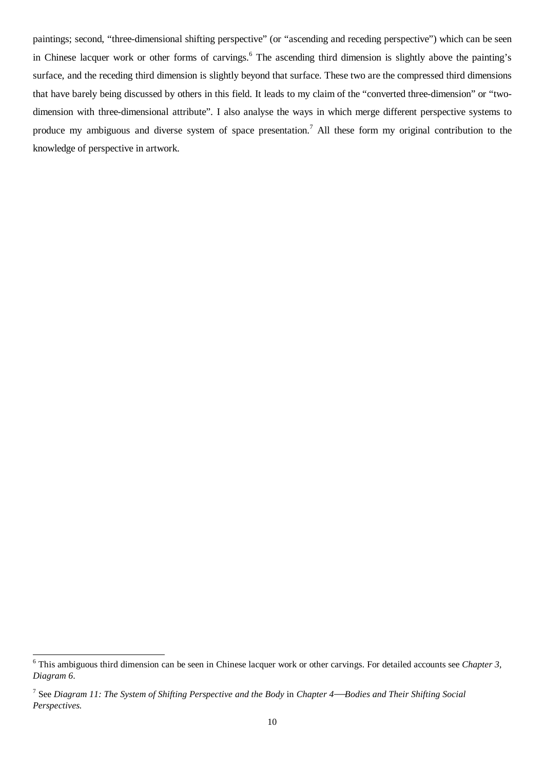paintings; second, "three-dimensional shifting perspective" (or "ascending and receding perspective") which can be seen in Chinese lacquer work or other forms of carvings.[6] The ascending third dimension is slightly above the painting's surface, and the receding third dimension is slightly beyond that surface. These two are the compressed third dimensions that have barely being discussed by others in this field. It leads to my claim of the "converted three-dimension" or "two-dimension with three-dimensional attribute". I also analyse the ways in which merge different perspective systems to produce my ambiguous and diverse system of space presentation.[7] All these form my original contribution to the knowledge of perspective in artwork.

---

[6] This ambiguous third dimension can be seen in Chinese lacquer work or other carvings. For detailed accounts see *Chapter 3, Diagram 6*.

[7] See *Diagram 11: The System of Shifting Perspective and the Body* in *Chapter 4—Bodies and Their Shifting Social Perspectives.*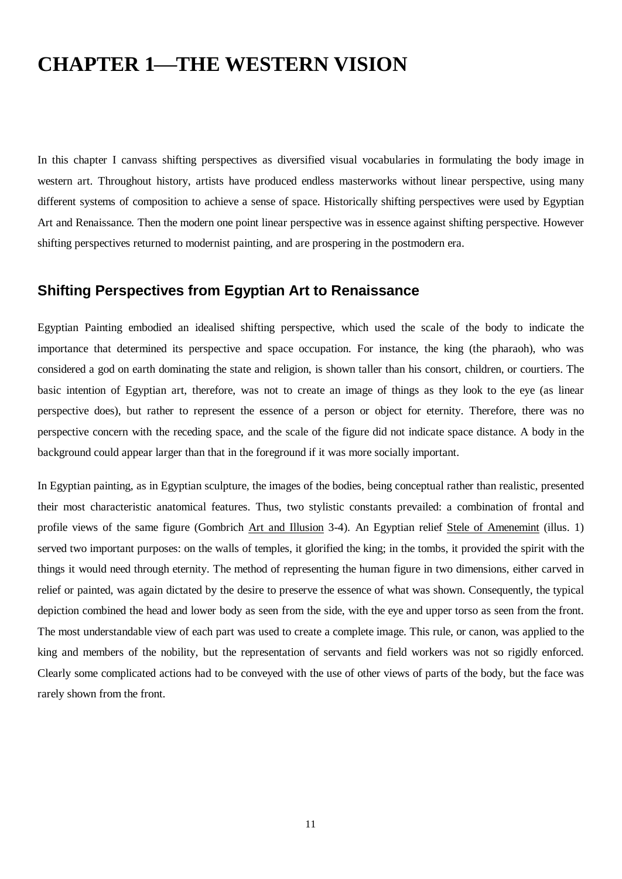# CHAPTER 1—THE WESTERN VISION

In this chapter I canvass shifting perspectives as diversified visual vocabularies in formulating the body image in western art. Throughout history, artists have produced endless masterworks without linear perspective, using many different systems of composition to achieve a sense of space. Historically shifting perspectives were used by Egyptian Art and Renaissance. Then the modern one point linear perspective was in essence against shifting perspective. However shifting perspectives returned to modernist painting, and are prospering in the postmodern era.

## Shifting Perspectives from Egyptian Art to Renaissance

Egyptian Painting embodied an idealised shifting perspective, which used the scale of the body to indicate the importance that determined its perspective and space occupation. For instance, the king (the pharaoh), who was considered a god on earth dominating the state and religion, is shown taller than his consort, children, or courtiers. The basic intention of Egyptian art, therefore, was not to create an image of things as they look to the eye (as linear perspective does), but rather to represent the essence of a person or object for eternity. Therefore, there was no perspective concern with the receding space, and the scale of the figure did not indicate space distance. A body in the background could appear larger than that in the foreground if it was more socially important.

In Egyptian painting, as in Egyptian sculpture, the images of the bodies, being conceptual rather than realistic, presented their most characteristic anatomical features. Thus, two stylistic constants prevailed: a combination of frontal and profile views of the same figure (Gombrich <u>Art and Illusion</u> 3-4). An Egyptian relief <u>Stele of Amenemint</u> (illus. 1) served two important purposes: on the walls of temples, it glorified the king; in the tombs, it provided the spirit with the things it would need through eternity. The method of representing the human figure in two dimensions, either carved in relief or painted, was again dictated by the desire to preserve the essence of what was shown. Consequently, the typical depiction combined the head and lower body as seen from the side, with the eye and upper torso as seen from the front. The most understandable view of each part was used to create a complete image. This rule, or canon, was applied to the king and members of the nobility, but the representation of servants and field workers was not so rigidly enforced. Clearly some complicated actions had to be conveyed with the use of other views of parts of the body, but the face was rarely shown from the front.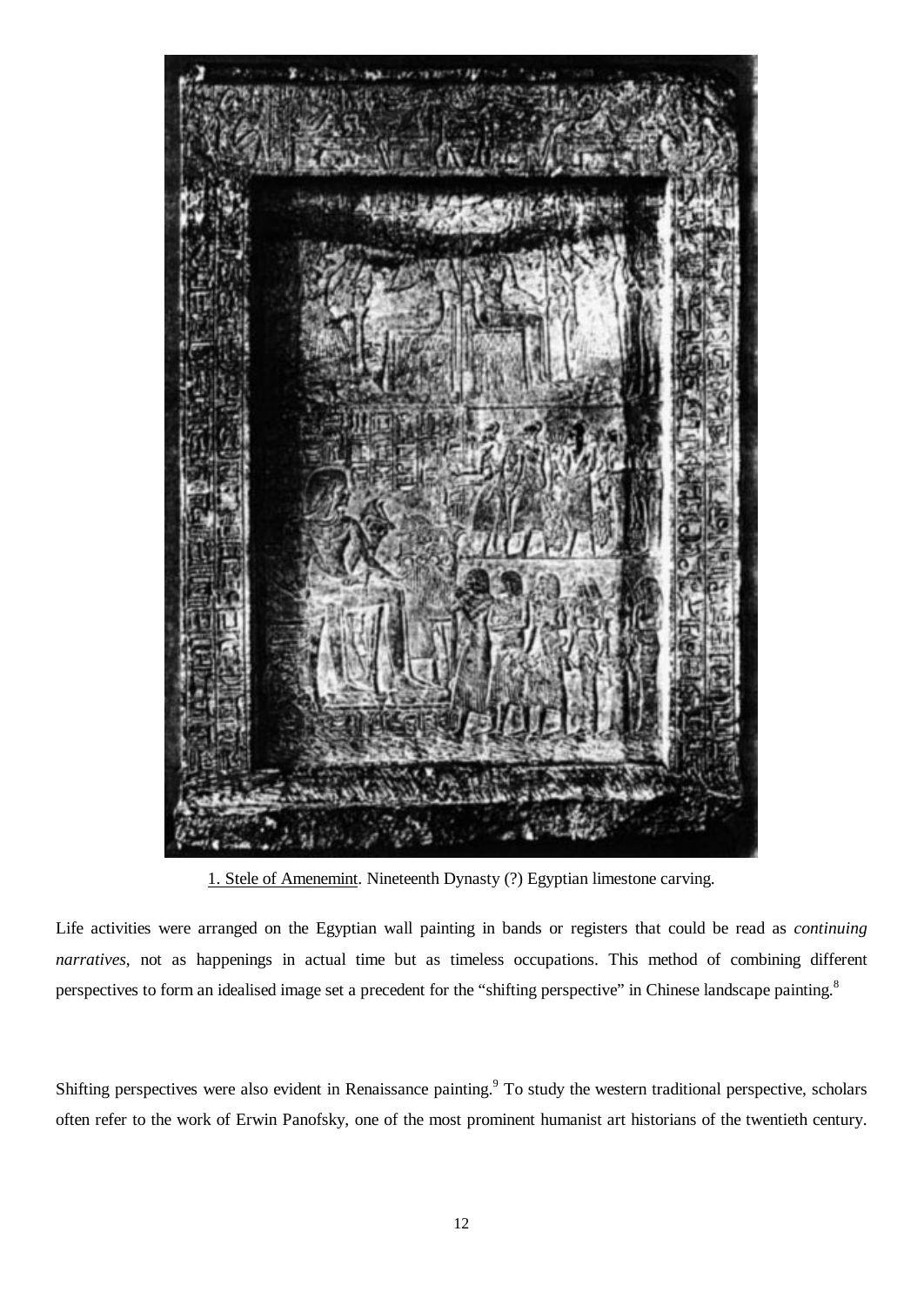1. Stele of Amenemint. Nineteenth Dynasty (?) Egyptian limestone carving.

Life activities were arranged on the Egyptian wall painting in bands or registers that could be read as *continuing narratives*, not as happenings in actual time but as timeless occupations. This method of combining different perspectives to form an idealised image set a precedent for the "shifting perspective" in Chinese landscape painting.[8]

Shifting perspectives were also evident in Renaissance painting.[9] To study the western traditional perspective, scholars often refer to the work of Erwin Panofsky, one of the most prominent humanist art historians of the twentieth century.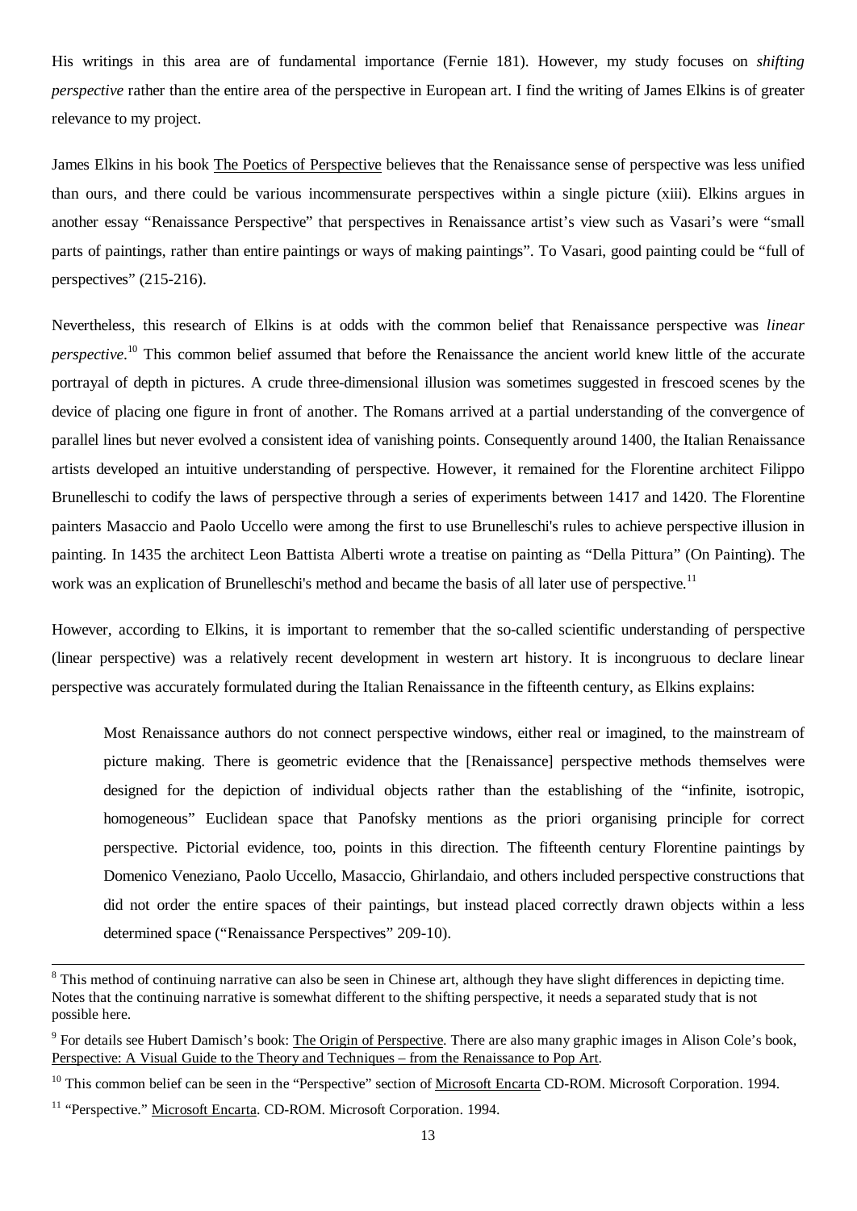His writings in this area are of fundamental importance (Fernie 181). However, my study focuses on *shifting perspective* rather than the entire area of the perspective in European art. I find the writing of James Elkins is of greater relevance to my project.

James Elkins in his book The Poetics of Perspective believes that the Renaissance sense of perspective was less unified than ours, and there could be various incommensurate perspectives within a single picture (xiii). Elkins argues in another essay "Renaissance Perspective" that perspectives in Renaissance artist's view such as Vasari's were "small parts of paintings, rather than entire paintings or ways of making paintings". To Vasari, good painting could be "full of perspectives" (215-216).

Nevertheless, this research of Elkins is at odds with the common belief that Renaissance perspective was *linear perspective*.[10] This common belief assumed that before the Renaissance the ancient world knew little of the accurate portrayal of depth in pictures. A crude three-dimensional illusion was sometimes suggested in frescoed scenes by the device of placing one figure in front of another. The Romans arrived at a partial understanding of the convergence of parallel lines but never evolved a consistent idea of vanishing points. Consequently around 1400, the Italian Renaissance artists developed an intuitive understanding of perspective. However, it remained for the Florentine architect Filippo Brunelleschi to codify the laws of perspective through a series of experiments between 1417 and 1420. The Florentine painters Masaccio and Paolo Uccello were among the first to use Brunelleschi's rules to achieve perspective illusion in painting. In 1435 the architect Leon Battista Alberti wrote a treatise on painting as "Della Pittura" (On Painting). The work was an explication of Brunelleschi's method and became the basis of all later use of perspective.[11]

However, according to Elkins, it is important to remember that the so-called scientific understanding of perspective (linear perspective) was a relatively recent development in western art history. It is incongruous to declare linear perspective was accurately formulated during the Italian Renaissance in the fifteenth century, as Elkins explains:

> Most Renaissance authors do not connect perspective windows, either real or imagined, to the mainstream of picture making. There is geometric evidence that the [Renaissance] perspective methods themselves were designed for the depiction of individual objects rather than the establishing of the "infinite, isotropic, homogeneous" Euclidean space that Panofsky mentions as the priori organising principle for correct perspective. Pictorial evidence, too, points in this direction. The fifteenth century Florentine paintings by Domenico Veneziano, Paolo Uccello, Masaccio, Ghirlandaio, and others included perspective constructions that did not order the entire spaces of their paintings, but instead placed correctly drawn objects within a less determined space ("Renaissance Perspectives" 209-10).

---

[8] This method of continuing narrative can also be seen in Chinese art, although they have slight differences in depicting time. Notes that the continuing narrative is somewhat different to the shifting perspective, it needs a separated study that is not possible here.

[9] For details see Hubert Damisch's book: The Origin of Perspective. There are also many graphic images in Alison Cole's book, Perspective: A Visual Guide to the Theory and Techniques – from the Renaissance to Pop Art.

[10] This common belief can be seen in the "Perspective" section of Microsoft Encarta CD-ROM. Microsoft Corporation. 1994.

[11] "Perspective." Microsoft Encarta. CD-ROM. Microsoft Corporation. 1994.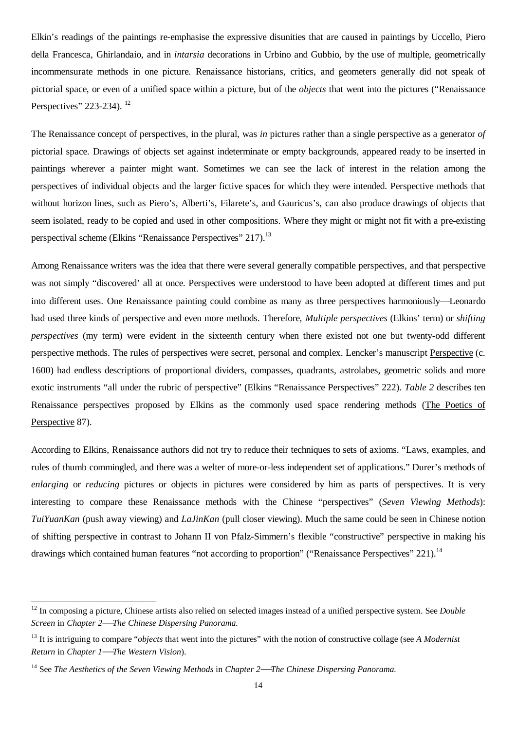Elkin's readings of the paintings re-emphasise the expressive disunities that are caused in paintings by Uccello, Piero della Francesca, Ghirlandaio, and in *intarsia* decorations in Urbino and Gubbio, by the use of multiple, geometrically incommensurate methods in one picture. Renaissance historians, critics, and geometers generally did not speak of pictorial space, or even of a unified space within a picture, but of the *objects* that went into the pictures ("Renaissance Perspectives" 223-234). [12]

The Renaissance concept of perspectives, in the plural, was *in* pictures rather than a single perspective as a generator *of* pictorial space. Drawings of objects set against indeterminate or empty backgrounds, appeared ready to be inserted in paintings wherever a painter might want. Sometimes we can see the lack of interest in the relation among the perspectives of individual objects and the larger fictive spaces for which they were intended. Perspective methods that without horizon lines, such as Piero's, Alberti's, Filarete's, and Gauricus's, can also produce drawings of objects that seem isolated, ready to be copied and used in other compositions. Where they might or might not fit with a pre-existing perspectival scheme (Elkins "Renaissance Perspectives" 217).[13]

Among Renaissance writers was the idea that there were several generally compatible perspectives, and that perspective was not simply "discovered' all at once. Perspectives were understood to have been adopted at different times and put into different uses. One Renaissance painting could combine as many as three perspectives harmoniously—Leonardo had used three kinds of perspective and even more methods. Therefore, *Multiple perspectives* (Elkins' term) or *shifting perspectives* (my term) were evident in the sixteenth century when there existed not one but twenty-odd different perspective methods. The rules of perspectives were secret, personal and complex. Lencker's manuscript Perspective (c. 1600) had endless descriptions of proportional dividers, compasses, quadrants, astrolabes, geometric solids and more exotic instruments "all under the rubric of perspective" (Elkins "Renaissance Perspectives" 222). *Table 2* describes ten Renaissance perspectives proposed by Elkins as the commonly used space rendering methods (The Poetics of Perspective 87).

According to Elkins, Renaissance authors did not try to reduce their techniques to sets of axioms. "Laws, examples, and rules of thumb commingled, and there was a welter of more-or-less independent set of applications." Durer's methods of *enlarging* or *reducing* pictures or objects in pictures were considered by him as parts of perspectives. It is very interesting to compare these Renaissance methods with the Chinese "perspectives" (*Seven Viewing Methods*): *TuiYuanKan* (push away viewing) and *LaJinKan* (pull closer viewing). Much the same could be seen in Chinese notion of shifting perspective in contrast to Johann II von Pfalz-Simmern's flexible "constructive" perspective in making his drawings which contained human features "not according to proportion" ("Renaissance Perspectives" 221).[14]

---

[12] In composing a picture, Chinese artists also relied on selected images instead of a unified perspective system. See *Double Screen* in *Chapter 2—The Chinese Dispersing Panorama.*

[13] It is intriguing to compare "*objects* that went into the pictures" with the notion of constructive collage (see *A Modernist Return* in *Chapter 1—The Western Vision*).

[14] See *The Aesthetics of the Seven Viewing Methods* in *Chapter 2—The Chinese Dispersing Panorama.*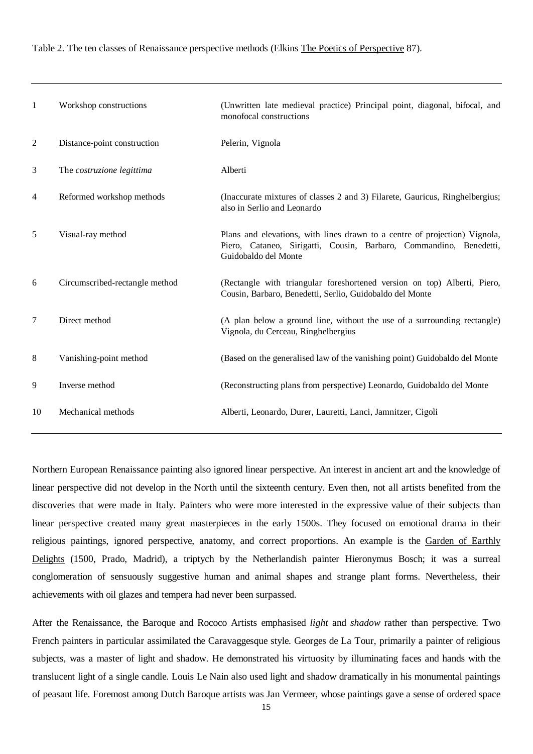Table 2. The ten classes of Renaissance perspective methods (Elkins The Poetics of Perspective 87).

| | | |
|---|---|---|
| 1 | Workshop constructions | (Unwritten late medieval practice) Principal point, diagonal, bifocal, and monofocal constructions |
| 2 | Distance-point construction | Pelerin, Vignola |
| 3 | The *costruzione legittima* | Alberti |
| 4 | Reformed workshop methods | (Inaccurate mixtures of classes 2 and 3) Filarete, Gauricus, Ringhelbergius; also in Serlio and Leonardo |
| 5 | Visual-ray method | Plans and elevations, with lines drawn to a centre of projection) Vignola, Piero, Cataneo, Sirigatti, Cousin, Barbaro, Commandino, Benedetti, Guidobaldo del Monte |
| 6 | Circumscribed-rectangle method | (Rectangle with triangular foreshortened version on top) Alberti, Piero, Cousin, Barbaro, Benedetti, Serlio, Guidobaldo del Monte |
| 7 | Direct method | (A plan below a ground line, without the use of a surrounding rectangle) Vignola, du Cerceau, Ringhelbergius |
| 8 | Vanishing-point method | (Based on the generalised law of the vanishing point) Guidobaldo del Monte |
| 9 | Inverse method | (Reconstructing plans from perspective) Leonardo, Guidobaldo del Monte |
| 10 | Mechanical methods | Alberti, Leonardo, Durer, Lauretti, Lanci, Jamnitzer, Cigoli |

Northern European Renaissance painting also ignored linear perspective. An interest in ancient art and the knowledge of linear perspective did not develop in the North until the sixteenth century. Even then, not all artists benefited from the discoveries that were made in Italy. Painters who were more interested in the expressive value of their subjects than linear perspective created many great masterpieces in the early 1500s. They focused on emotional drama in their religious paintings, ignored perspective, anatomy, and correct proportions. An example is the Garden of Earthly Delights (1500, Prado, Madrid), a triptych by the Netherlandish painter Hieronymus Bosch; it was a surreal conglomeration of sensuously suggestive human and animal shapes and strange plant forms. Nevertheless, their achievements with oil glazes and tempera had never been surpassed.

After the Renaissance, the Baroque and Rococo Artists emphasised *light* and *shadow* rather than perspective. Two French painters in particular assimilated the Caravaggesque style. Georges de La Tour, primarily a painter of religious subjects, was a master of light and shadow. He demonstrated his virtuosity by illuminating faces and hands with the translucent light of a single candle. Louis Le Nain also used light and shadow dramatically in his monumental paintings of peasant life. Foremost among Dutch Baroque artists was Jan Vermeer, whose paintings gave a sense of ordered space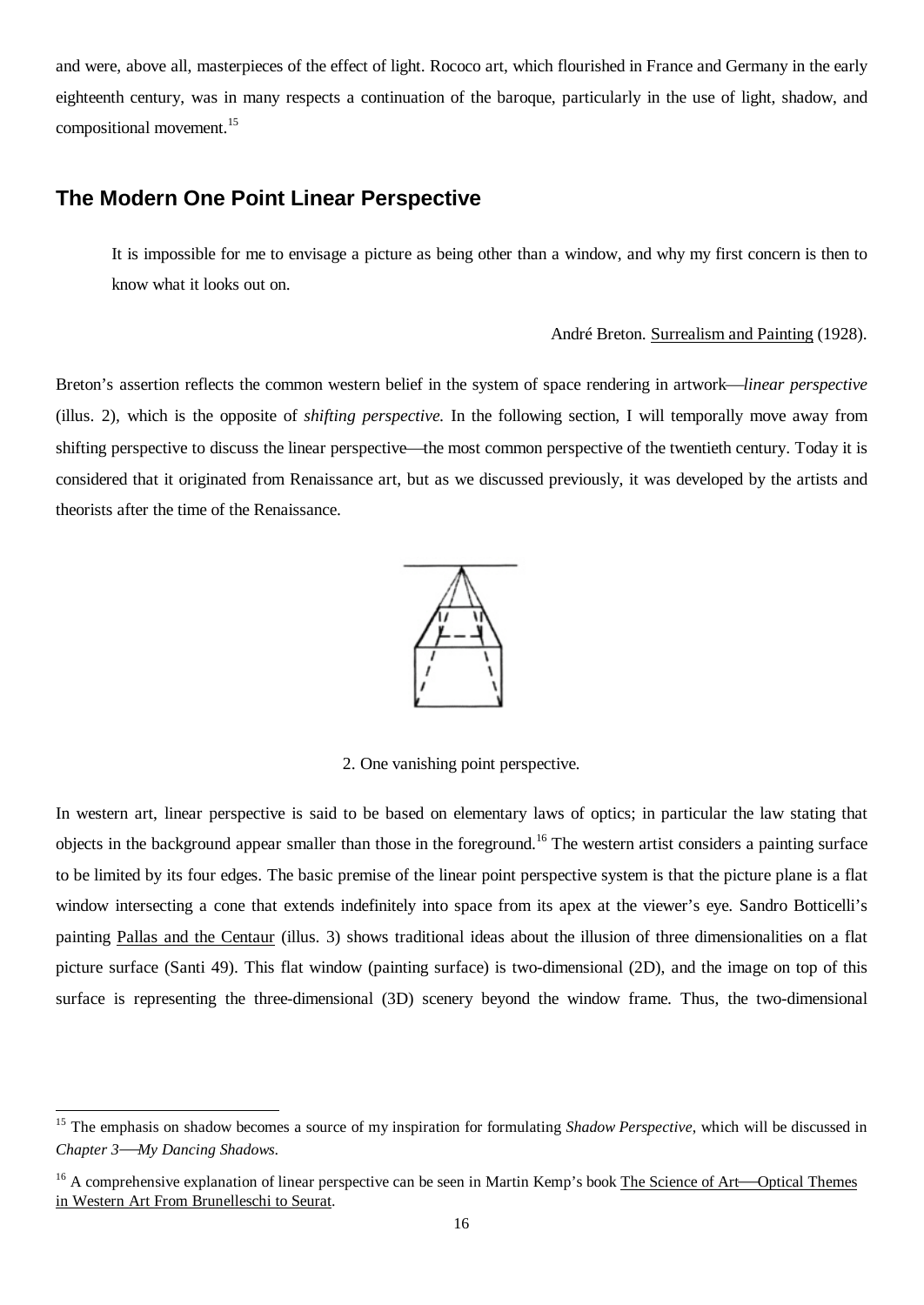and were, above all, masterpieces of the effect of light. Rococo art, which flourished in France and Germany in the early eighteenth century, was in many respects a continuation of the baroque, particularly in the use of light, shadow, and compositional movement.[15]

## The Modern One Point Linear Perspective

> It is impossible for me to envisage a picture as being other than a window, and why my first concern is then to know what it looks out on.
>
> André Breton. Surrealism and Painting (1928).

Breton's assertion reflects the common western belief in the system of space rendering in artwork—*linear perspective* (illus. 2), which is the opposite of *shifting perspective.* In the following section, I will temporally move away from shifting perspective to discuss the linear perspective—the most common perspective of the twentieth century. Today it is considered that it originated from Renaissance art, but as we discussed previously, it was developed by the artists and theorists after the time of the Renaissance.

2. One vanishing point perspective.

In western art, linear perspective is said to be based on elementary laws of optics; in particular the law stating that objects in the background appear smaller than those in the foreground.[16] The western artist considers a painting surface to be limited by its four edges. The basic premise of the linear point perspective system is that the picture plane is a flat window intersecting a cone that extends indefinitely into space from its apex at the viewer's eye. Sandro Botticelli's painting Pallas and the Centaur (illus. 3) shows traditional ideas about the illusion of three dimensionalities on a flat picture surface (Santi 49). This flat window (painting surface) is two-dimensional (2D), and the image on top of this surface is representing the three-dimensional (3D) scenery beyond the window frame. Thus, the two-dimensional

---

[15] The emphasis on shadow becomes a source of my inspiration for formulating *Shadow Perspective*, which will be discussed in *Chapter 3—My Dancing Shadows*.

[16] A comprehensive explanation of linear perspective can be seen in Martin Kemp's book The Science of Art—Optical Themes in Western Art From Brunelleschi to Seurat.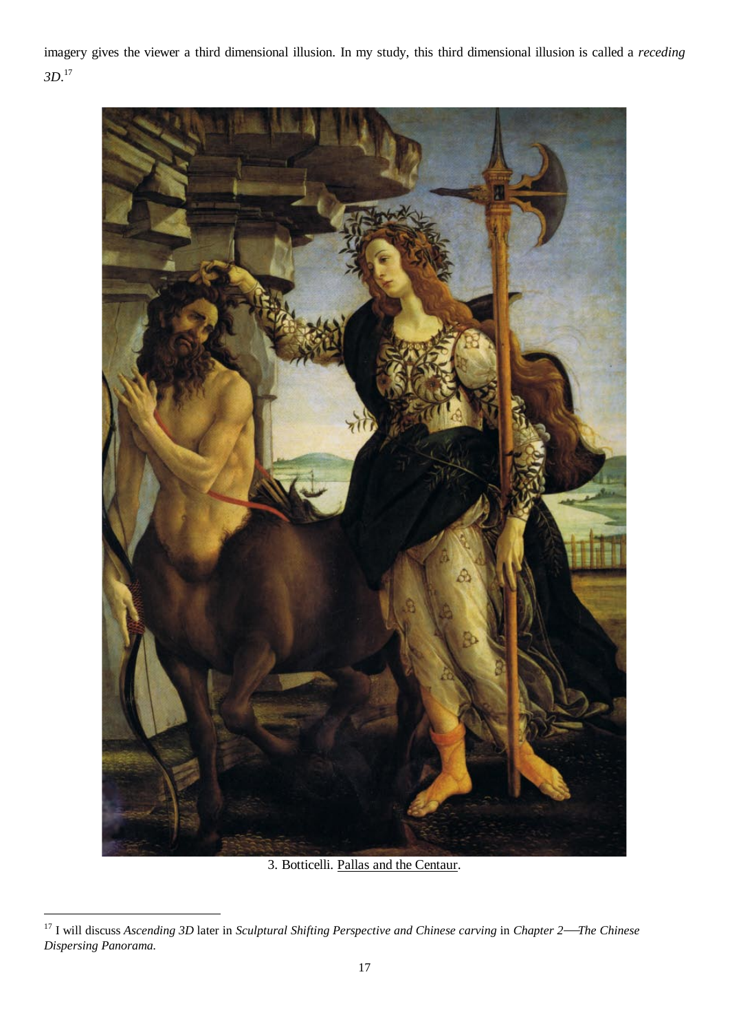imagery gives the viewer a third dimensional illusion. In my study, this third dimensional illusion is called a *receding 3D*.[17]

3. Botticelli. Pallas and the Centaur.

[17] I will discuss *Ascending 3D* later in *Sculptural Shifting Perspective and Chinese carving* in *Chapter 2—The Chinese Dispersing Panorama.*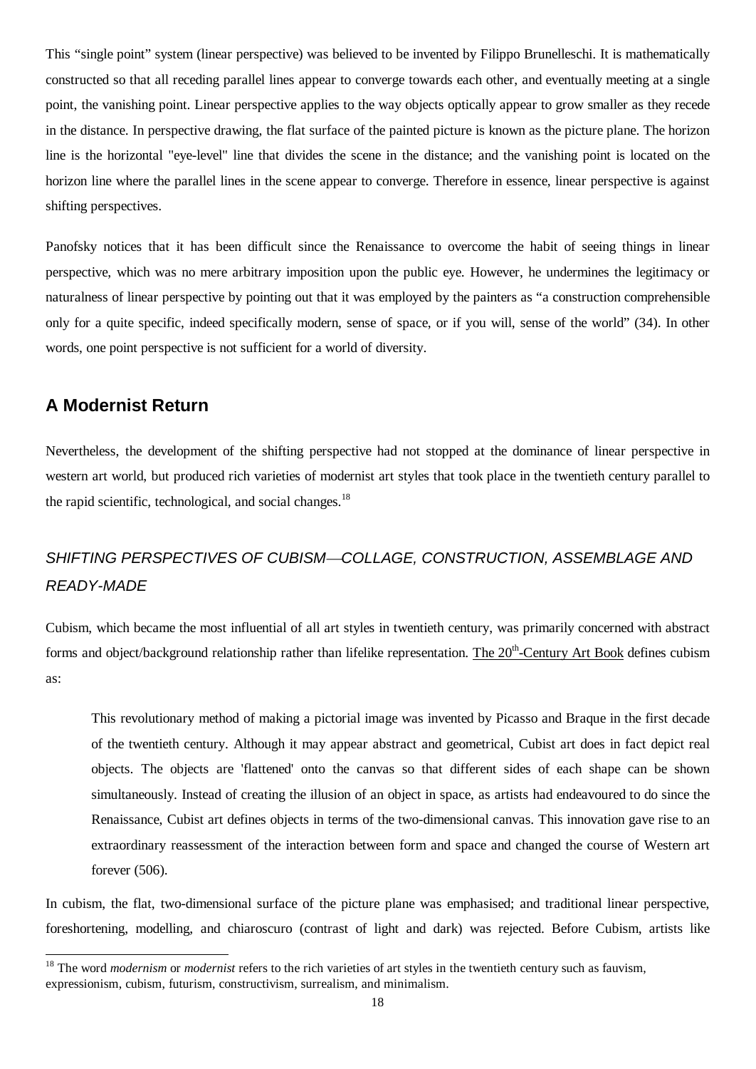This "single point" system (linear perspective) was believed to be invented by Filippo Brunelleschi. It is mathematically constructed so that all receding parallel lines appear to converge towards each other, and eventually meeting at a single point, the vanishing point. Linear perspective applies to the way objects optically appear to grow smaller as they recede in the distance. In perspective drawing, the flat surface of the painted picture is known as the picture plane. The horizon line is the horizontal "eye-level" line that divides the scene in the distance; and the vanishing point is located on the horizon line where the parallel lines in the scene appear to converge. Therefore in essence, linear perspective is against shifting perspectives.

Panofsky notices that it has been difficult since the Renaissance to overcome the habit of seeing things in linear perspective, which was no mere arbitrary imposition upon the public eye. However, he undermines the legitimacy or naturalness of linear perspective by pointing out that it was employed by the painters as "a construction comprehensible only for a quite specific, indeed specifically modern, sense of space, or if you will, sense of the world" (34). In other words, one point perspective is not sufficient for a world of diversity.

## A Modernist Return

Nevertheless, the development of the shifting perspective had not stopped at the dominance of linear perspective in western art world, but produced rich varieties of modernist art styles that took place in the twentieth century parallel to the rapid scientific, technological, and social changes.[18]

### *SHIFTING PERSPECTIVES OF CUBISM—COLLAGE, CONSTRUCTION, ASSEMBLAGE AND READY-MADE*

Cubism, which became the most influential of all art styles in twentieth century, was primarily concerned with abstract forms and object/background relationship rather than lifelike representation. The 20th-Century Art Book defines cubism as:

> This revolutionary method of making a pictorial image was invented by Picasso and Braque in the first decade of the twentieth century. Although it may appear abstract and geometrical, Cubist art does in fact depict real objects. The objects are 'flattened' onto the canvas so that different sides of each shape can be shown simultaneously. Instead of creating the illusion of an object in space, as artists had endeavoured to do since the Renaissance, Cubist art defines objects in terms of the two-dimensional canvas. This innovation gave rise to an extraordinary reassessment of the interaction between form and space and changed the course of Western art forever (506).

In cubism, the flat, two-dimensional surface of the picture plane was emphasised; and traditional linear perspective, foreshortening, modelling, and chiaroscuro (contrast of light and dark) was rejected. Before Cubism, artists like

[18] The word *modernism* or *modernist* refers to the rich varieties of art styles in the twentieth century such as fauvism, expressionism, cubism, futurism, constructivism, surrealism, and minimalism.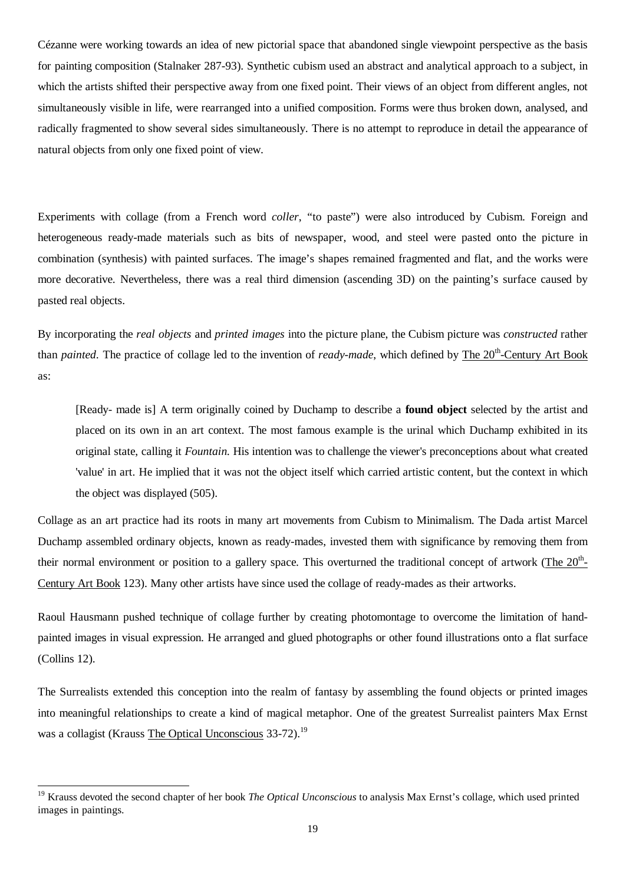Cézanne were working towards an idea of new pictorial space that abandoned single viewpoint perspective as the basis for painting composition (Stalnaker 287-93). Synthetic cubism used an abstract and analytical approach to a subject, in which the artists shifted their perspective away from one fixed point. Their views of an object from different angles, not simultaneously visible in life, were rearranged into a unified composition. Forms were thus broken down, analysed, and radically fragmented to show several sides simultaneously. There is no attempt to reproduce in detail the appearance of natural objects from only one fixed point of view.

Experiments with collage (from a French word *coller*, "to paste") were also introduced by Cubism. Foreign and heterogeneous ready-made materials such as bits of newspaper, wood, and steel were pasted onto the picture in combination (synthesis) with painted surfaces. The image's shapes remained fragmented and flat, and the works were more decorative. Nevertheless, there was a real third dimension (ascending 3D) on the painting's surface caused by pasted real objects.

By incorporating the *real objects* and *printed images* into the picture plane, the Cubism picture was *constructed* rather than *painted*. The practice of collage led to the invention of *ready-made*, which defined by The 20th-Century Art Book as:

> [Ready- made is] A term originally coined by Duchamp to describe a **found object** selected by the artist and placed on its own in an art context. The most famous example is the urinal which Duchamp exhibited in its original state, calling it *Fountain.* His intention was to challenge the viewer's preconceptions about what created 'value' in art. He implied that it was not the object itself which carried artistic content, but the context in which the object was displayed (505).

Collage as an art practice had its roots in many art movements from Cubism to Minimalism. The Dada artist Marcel Duchamp assembled ordinary objects, known as ready-mades, invested them with significance by removing them from their normal environment or position to a gallery space. This overturned the traditional concept of artwork (The 20th-Century Art Book 123). Many other artists have since used the collage of ready-mades as their artworks.

Raoul Hausmann pushed technique of collage further by creating photomontage to overcome the limitation of hand-painted images in visual expression. He arranged and glued photographs or other found illustrations onto a flat surface (Collins 12).

The Surrealists extended this conception into the realm of fantasy by assembling the found objects or printed images into meaningful relationships to create a kind of magical metaphor. One of the greatest Surrealist painters Max Ernst was a collagist (Krauss The Optical Unconscious 33-72).[19]

[19] Krauss devoted the second chapter of her book *The Optical Unconscious* to analysis Max Ernst's collage, which used printed images in paintings.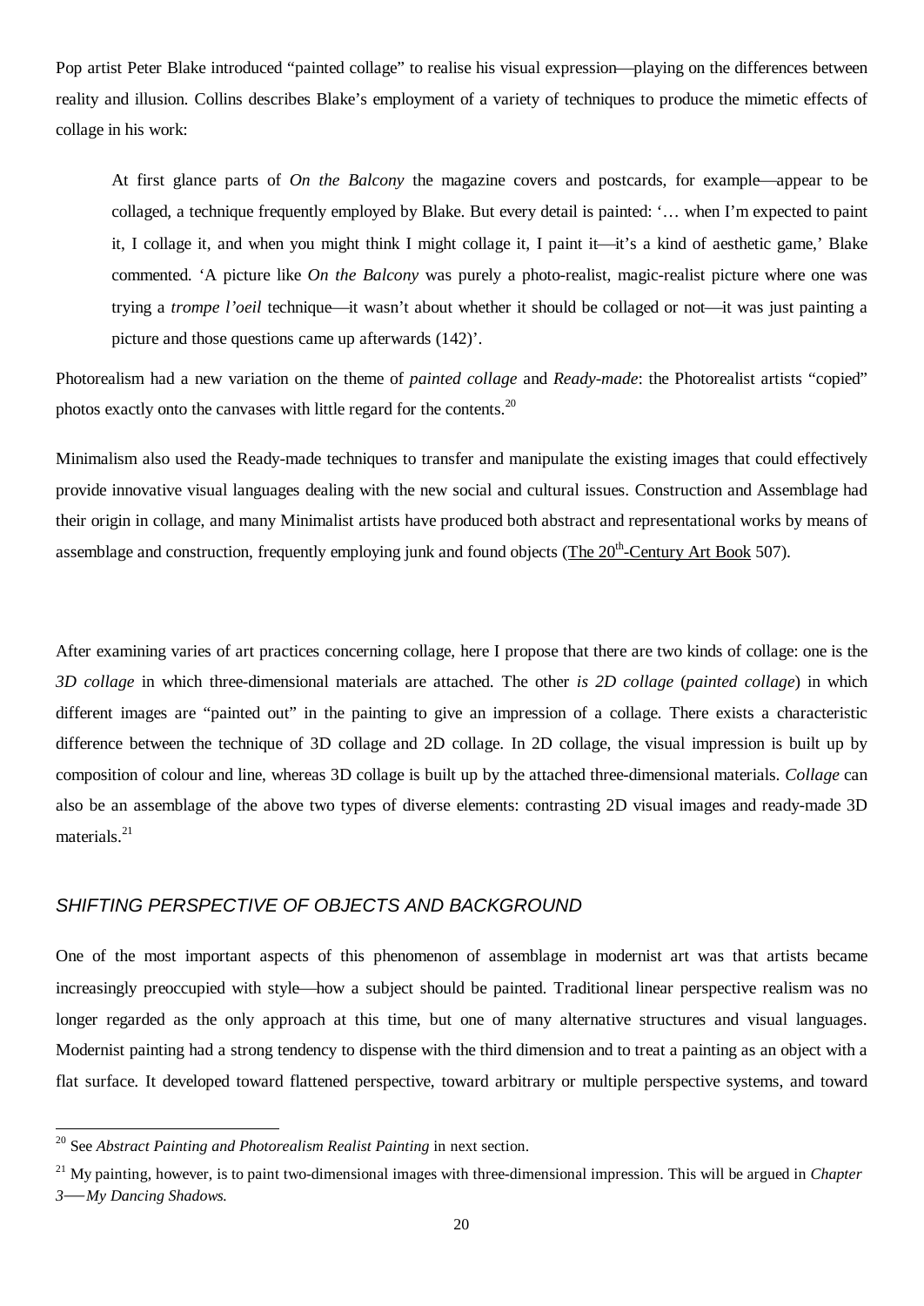Pop artist Peter Blake introduced "painted collage" to realise his visual expression—playing on the differences between reality and illusion. Collins describes Blake's employment of a variety of techniques to produce the mimetic effects of collage in his work:

> At first glance parts of *On the Balcony* the magazine covers and postcards, for example—appear to be collaged, a technique frequently employed by Blake. But every detail is painted: '… when I'm expected to paint it, I collage it, and when you might think I might collage it, I paint it—it's a kind of aesthetic game,' Blake commented. 'A picture like *On the Balcony* was purely a photo-realist, magic-realist picture where one was trying a *trompe l'oeil* technique—it wasn't about whether it should be collaged or not—it was just painting a picture and those questions came up afterwards (142)'.

Photorealism had a new variation on the theme of *painted collage* and *Ready-made*: the Photorealist artists "copied" photos exactly onto the canvases with little regard for the contents.[20]

Minimalism also used the Ready-made techniques to transfer and manipulate the existing images that could effectively provide innovative visual languages dealing with the new social and cultural issues. Construction and Assemblage had their origin in collage, and many Minimalist artists have produced both abstract and representational works by means of assemblage and construction, frequently employing junk and found objects (The 20th-Century Art Book 507).

After examining varies of art practices concerning collage, here I propose that there are two kinds of collage: one is the *3D collage* in which three-dimensional materials are attached. The other *is 2D collage* (*painted collage*) in which different images are "painted out" in the painting to give an impression of a collage. There exists a characteristic difference between the technique of 3D collage and 2D collage. In 2D collage, the visual impression is built up by composition of colour and line, whereas 3D collage is built up by the attached three-dimensional materials. *Collage* can also be an assemblage of the above two types of diverse elements: contrasting 2D visual images and ready-made 3D materials.[21]

### *SHIFTING PERSPECTIVE OF OBJECTS AND BACKGROUND*

One of the most important aspects of this phenomenon of assemblage in modernist art was that artists became increasingly preoccupied with style—how a subject should be painted. Traditional linear perspective realism was no longer regarded as the only approach at this time, but one of many alternative structures and visual languages. Modernist painting had a strong tendency to dispense with the third dimension and to treat a painting as an object with a flat surface. It developed toward flattened perspective, toward arbitrary or multiple perspective systems, and toward

---

[20] See *Abstract Painting and Photorealism Realist Painting* in next section.

[21] My painting, however, is to paint two-dimensional images with three-dimensional impression. This will be argued in *Chapter 3—My Dancing Shadows.*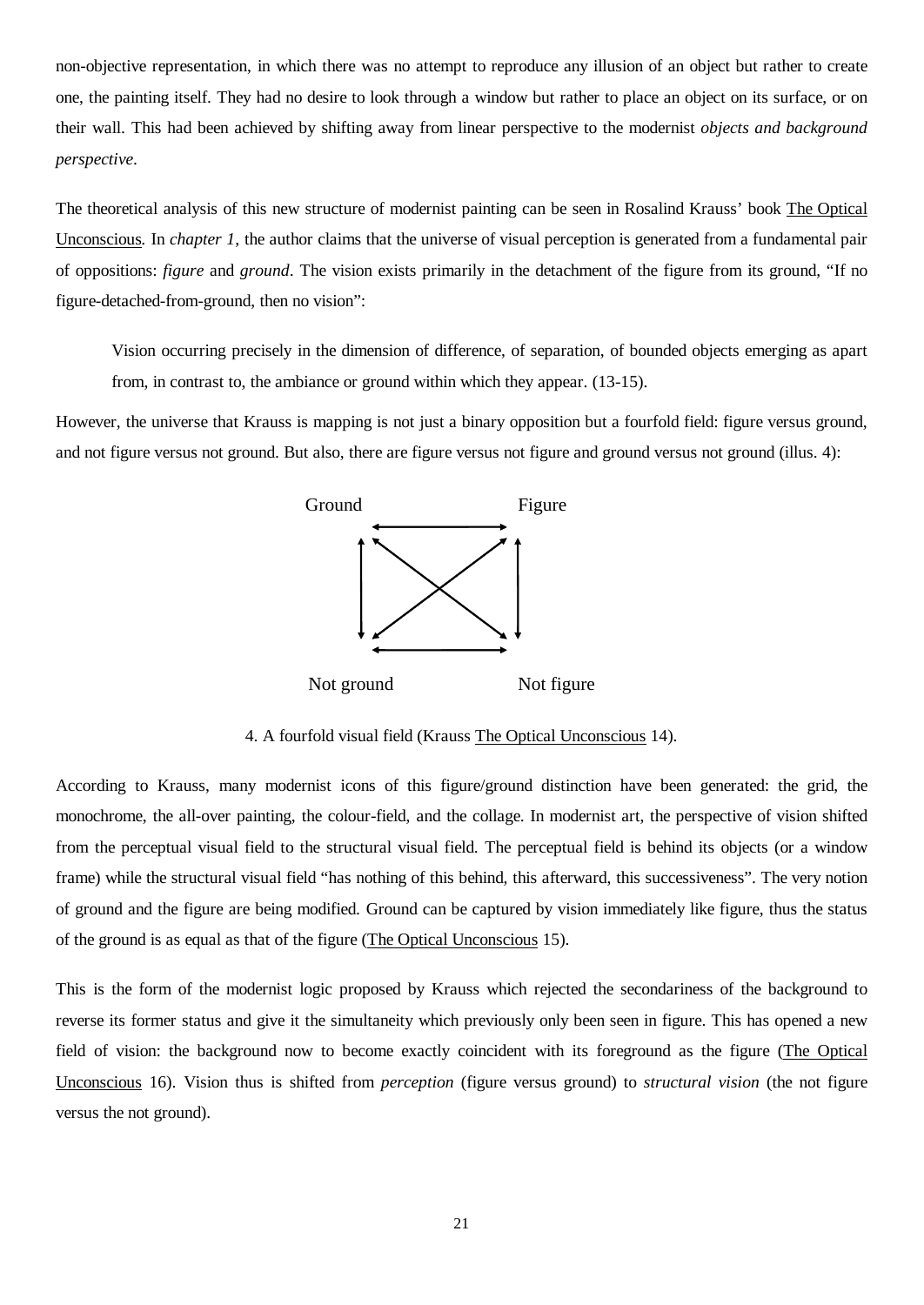non-objective representation, in which there was no attempt to reproduce any illusion of an object but rather to create one, the painting itself. They had no desire to look through a window but rather to place an object on its surface, or on their wall. This had been achieved by shifting away from linear perspective to the modernist *objects and background perspective*.

The theoretical analysis of this new structure of modernist painting can be seen in Rosalind Krauss' book The Optical Unconscious. In *chapter 1*, the author claims that the universe of visual perception is generated from a fundamental pair of oppositions: *figure* and *ground*. The vision exists primarily in the detachment of the figure from its ground, "If no figure-detached-from-ground, then no vision":

> Vision occurring precisely in the dimension of difference, of separation, of bounded objects emerging as apart from, in contrast to, the ambiance or ground within which they appear. (13-15).

However, the universe that Krauss is mapping is not just a binary opposition but a fourfold field: figure versus ground, and not figure versus not ground. But also, there are figure versus not figure and ground versus not ground (illus. 4):

Ground — Figure

Not ground — Not figure

4. A fourfold visual field (Krauss The Optical Unconscious 14).

According to Krauss, many modernist icons of this figure/ground distinction have been generated: the grid, the monochrome, the all-over painting, the colour-field, and the collage. In modernist art, the perspective of vision shifted from the perceptual visual field to the structural visual field. The perceptual field is behind its objects (or a window frame) while the structural visual field "has nothing of this behind, this afterward, this successiveness". The very notion of ground and the figure are being modified. Ground can be captured by vision immediately like figure, thus the status of the ground is as equal as that of the figure (The Optical Unconscious 15).

This is the form of the modernist logic proposed by Krauss which rejected the secondariness of the background to reverse its former status and give it the simultaneity which previously only been seen in figure. This has opened a new field of vision: the background now to become exactly coincident with its foreground as the figure (The Optical Unconscious 16). Vision thus is shifted from *perception* (figure versus ground) to *structural vision* (the not figure versus the not ground).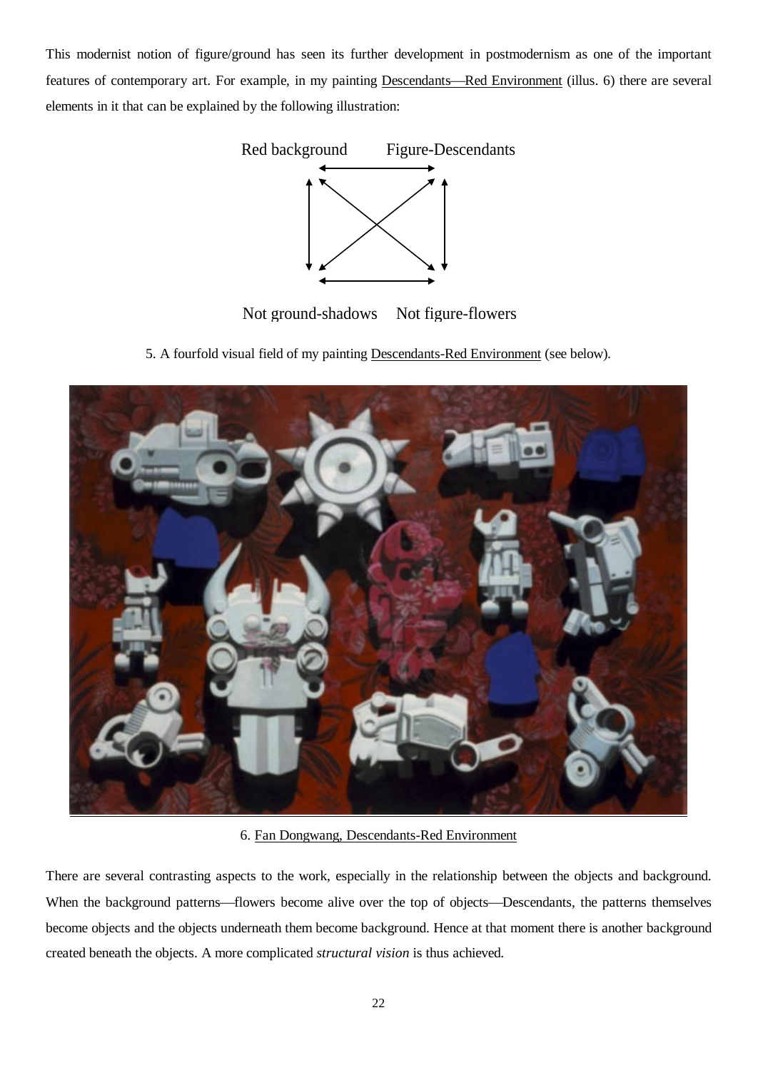This modernist notion of figure/ground has seen its further development in postmodernism as one of the important features of contemporary art. For example, in my painting Descendants—Red Environment (illus. 6) there are several elements in it that can be explained by the following illustration:

Red background Figure-Descendants

Not ground-shadows Not figure-flowers

5. A fourfold visual field of my painting Descendants-Red Environment (see below).

6. Fan Dongwang, Descendants-Red Environment

There are several contrasting aspects to the work, especially in the relationship between the objects and background. When the background patterns—flowers become alive over the top of objects—Descendants, the patterns themselves become objects and the objects underneath them become background. Hence at that moment there is another background created beneath the objects. A more complicated *structural vision* is thus achieved.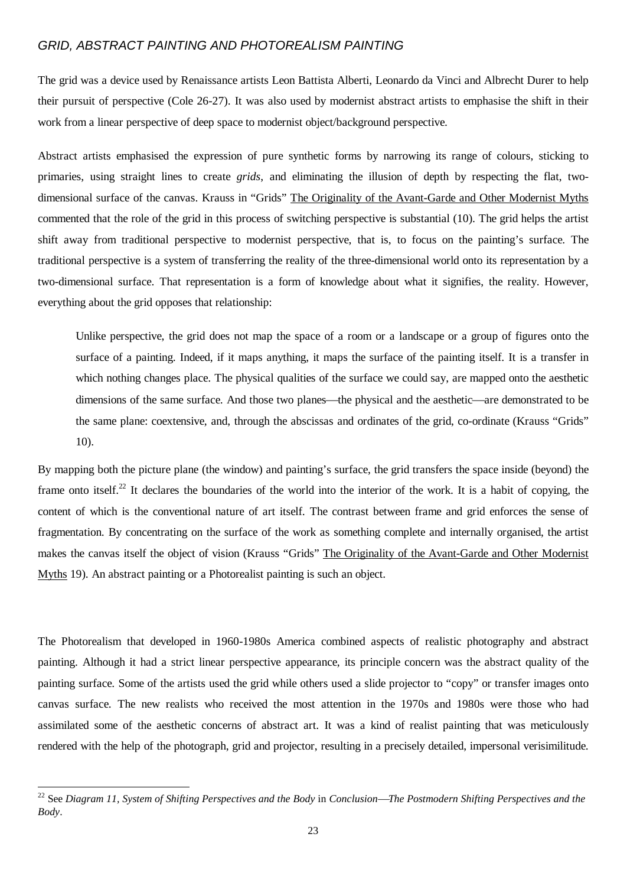## *GRID, ABSTRACT PAINTING AND PHOTOREALISM PAINTING*

The grid was a device used by Renaissance artists Leon Battista Alberti, Leonardo da Vinci and Albrecht Durer to help their pursuit of perspective (Cole 26-27). It was also used by modernist abstract artists to emphasise the shift in their work from a linear perspective of deep space to modernist object/background perspective.

Abstract artists emphasised the expression of pure synthetic forms by narrowing its range of colours, sticking to primaries, using straight lines to create *grids*, and eliminating the illusion of depth by respecting the flat, two-dimensional surface of the canvas. Krauss in "Grids" <u>The Originality of the Avant-Garde and Other Modernist Myths</u> commented that the role of the grid in this process of switching perspective is substantial (10). The grid helps the artist shift away from traditional perspective to modernist perspective, that is, to focus on the painting's surface. The traditional perspective is a system of transferring the reality of the three-dimensional world onto its representation by a two-dimensional surface. That representation is a form of knowledge about what it signifies, the reality. However, everything about the grid opposes that relationship:

> Unlike perspective, the grid does not map the space of a room or a landscape or a group of figures onto the surface of a painting. Indeed, if it maps anything, it maps the surface of the painting itself. It is a transfer in which nothing changes place. The physical qualities of the surface we could say, are mapped onto the aesthetic dimensions of the same surface. And those two planes—the physical and the aesthetic—are demonstrated to be the same plane: coextensive, and, through the abscissas and ordinates of the grid, co-ordinate (Krauss "Grids" 10).

By mapping both the picture plane (the window) and painting's surface, the grid transfers the space inside (beyond) the frame onto itself.[22] It declares the boundaries of the world into the interior of the work. It is a habit of copying, the content of which is the conventional nature of art itself. The contrast between frame and grid enforces the sense of fragmentation. By concentrating on the surface of the work as something complete and internally organised, the artist makes the canvas itself the object of vision (Krauss "Grids" <u>The Originality of the Avant-Garde and Other Modernist Myths</u> 19). An abstract painting or a Photorealist painting is such an object.

The Photorealism that developed in 1960-1980s America combined aspects of realistic photography and abstract painting. Although it had a strict linear perspective appearance, its principle concern was the abstract quality of the painting surface. Some of the artists used the grid while others used a slide projector to "copy" or transfer images onto canvas surface. The new realists who received the most attention in the 1970s and 1980s were those who had assimilated some of the aesthetic concerns of abstract art. It was a kind of realist painting that was meticulously rendered with the help of the photograph, grid and projector, resulting in a precisely detailed, impersonal verisimilitude.

---

[22] See *Diagram 11, System of Shifting Perspectives and the Body* in *Conclusion—The Postmodern Shifting Perspectives and the Body*.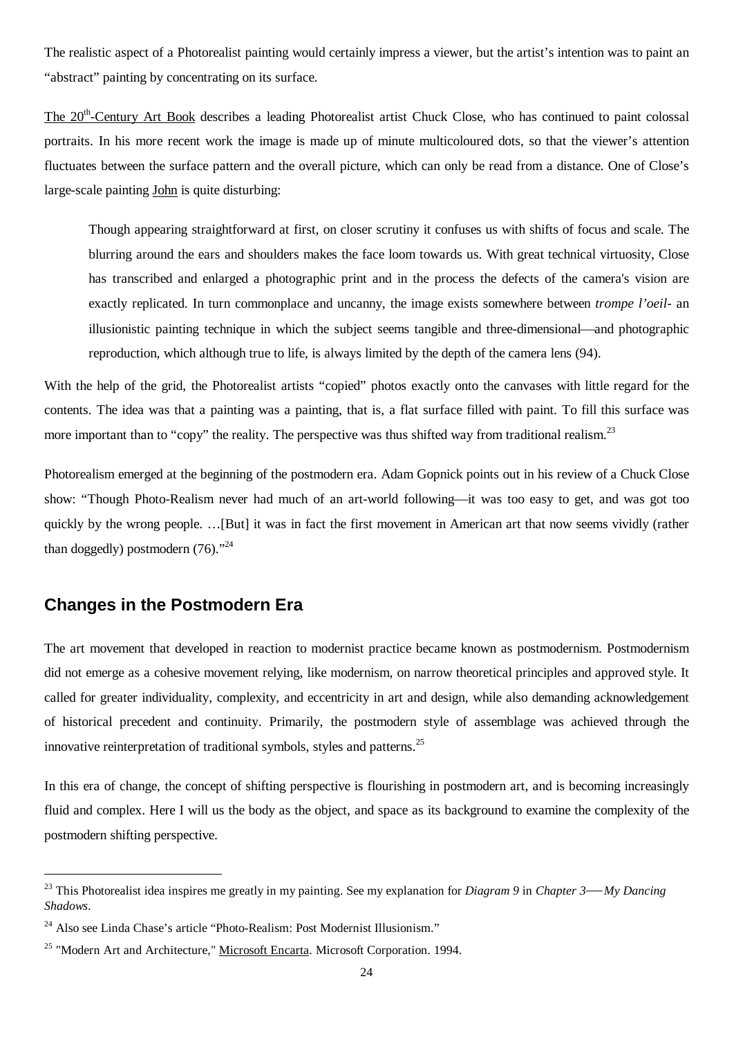The realistic aspect of a Photorealist painting would certainly impress a viewer, but the artist's intention was to paint an "abstract" painting by concentrating on its surface.

The 20th-Century Art Book describes a leading Photorealist artist Chuck Close, who has continued to paint colossal portraits. In his more recent work the image is made up of minute multicoloured dots, so that the viewer's attention fluctuates between the surface pattern and the overall picture, which can only be read from a distance. One of Close's large-scale painting John is quite disturbing:

> Though appearing straightforward at first, on closer scrutiny it confuses us with shifts of focus and scale. The blurring around the ears and shoulders makes the face loom towards us. With great technical virtuosity, Close has transcribed and enlarged a photographic print and in the process the defects of the camera's vision are exactly replicated. In turn commonplace and uncanny, the image exists somewhere between *trompe l'oeil*- an illusionistic painting technique in which the subject seems tangible and three-dimensional—and photographic reproduction, which although true to life, is always limited by the depth of the camera lens (94).

With the help of the grid, the Photorealist artists "copied" photos exactly onto the canvases with little regard for the contents. The idea was that a painting was a painting, that is, a flat surface filled with paint. To fill this surface was more important than to "copy" the reality. The perspective was thus shifted way from traditional realism.[23]

Photorealism emerged at the beginning of the postmodern era. Adam Gopnick points out in his review of a Chuck Close show: "Though Photo-Realism never had much of an art-world following—it was too easy to get, and was got too quickly by the wrong people. …[But] it was in fact the first movement in American art that now seems vividly (rather than doggedly) postmodern (76)."[24]

## Changes in the Postmodern Era

The art movement that developed in reaction to modernist practice became known as postmodernism. Postmodernism did not emerge as a cohesive movement relying, like modernism, on narrow theoretical principles and approved style. It called for greater individuality, complexity, and eccentricity in art and design, while also demanding acknowledgement of historical precedent and continuity. Primarily, the postmodern style of assemblage was achieved through the innovative reinterpretation of traditional symbols, styles and patterns.[25]

In this era of change, the concept of shifting perspective is flourishing in postmodern art, and is becoming increasingly fluid and complex. Here I will us the body as the object, and space as its background to examine the complexity of the postmodern shifting perspective.

---

[23] This Photorealist idea inspires me greatly in my painting. See my explanation for *Diagram 9* in *Chapter 3*—*My Dancing Shadows*.

[24] Also see Linda Chase's article "Photo-Realism: Post Modernist Illusionism."

[25] "Modern Art and Architecture," Microsoft Encarta. Microsoft Corporation. 1994.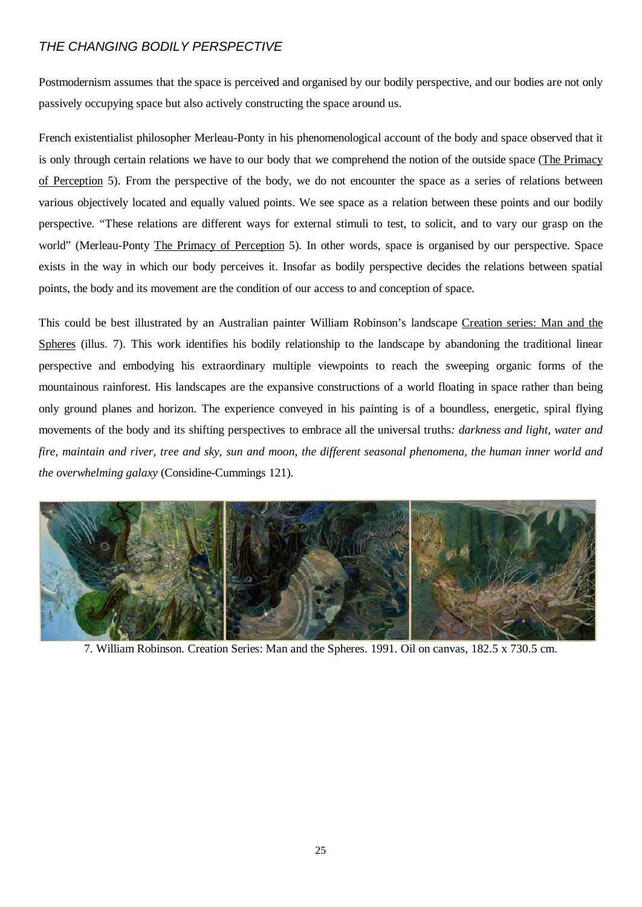*THE CHANGING BODILY PERSPECTIVE*

Postmodernism assumes that the space is perceived and organised by our bodily perspective, and our bodies are not only passively occupying space but also actively constructing the space around us.

French existentialist philosopher Merleau-Ponty in his phenomenological account of the body and space observed that it is only through certain relations we have to our body that we comprehend the notion of the outside space (The Primacy of Perception 5). From the perspective of the body, we do not encounter the space as a series of relations between various objectively located and equally valued points. We see space as a relation between these points and our bodily perspective. "These relations are different ways for external stimuli to test, to solicit, and to vary our grasp on the world" (Merleau-Ponty The Primacy of Perception 5). In other words, space is organised by our perspective. Space exists in the way in which our body perceives it. Insofar as bodily perspective decides the relations between spatial points, the body and its movement are the condition of our access to and conception of space.

This could be best illustrated by an Australian painter William Robinson's landscape Creation series: Man and the Spheres (illus. 7). This work identifies his bodily relationship to the landscape by abandoning the traditional linear perspective and embodying his extraordinary multiple viewpoints to reach the sweeping organic forms of the mountainous rainforest. His landscapes are the expansive constructions of a world floating in space rather than being only ground planes and horizon. The experience conveyed in his painting is of a boundless, energetic, spiral flying movements of the body and its shifting perspectives to embrace all the universal truths*: darkness and light, water and fire, maintain and river, tree and sky, sun and moon, the different seasonal phenomena, the human inner world and the overwhelming galaxy* (Considine-Cummings 121).

7. William Robinson. Creation Series: Man and the Spheres. 1991. Oil on canvas, 182.5 x 730.5 cm.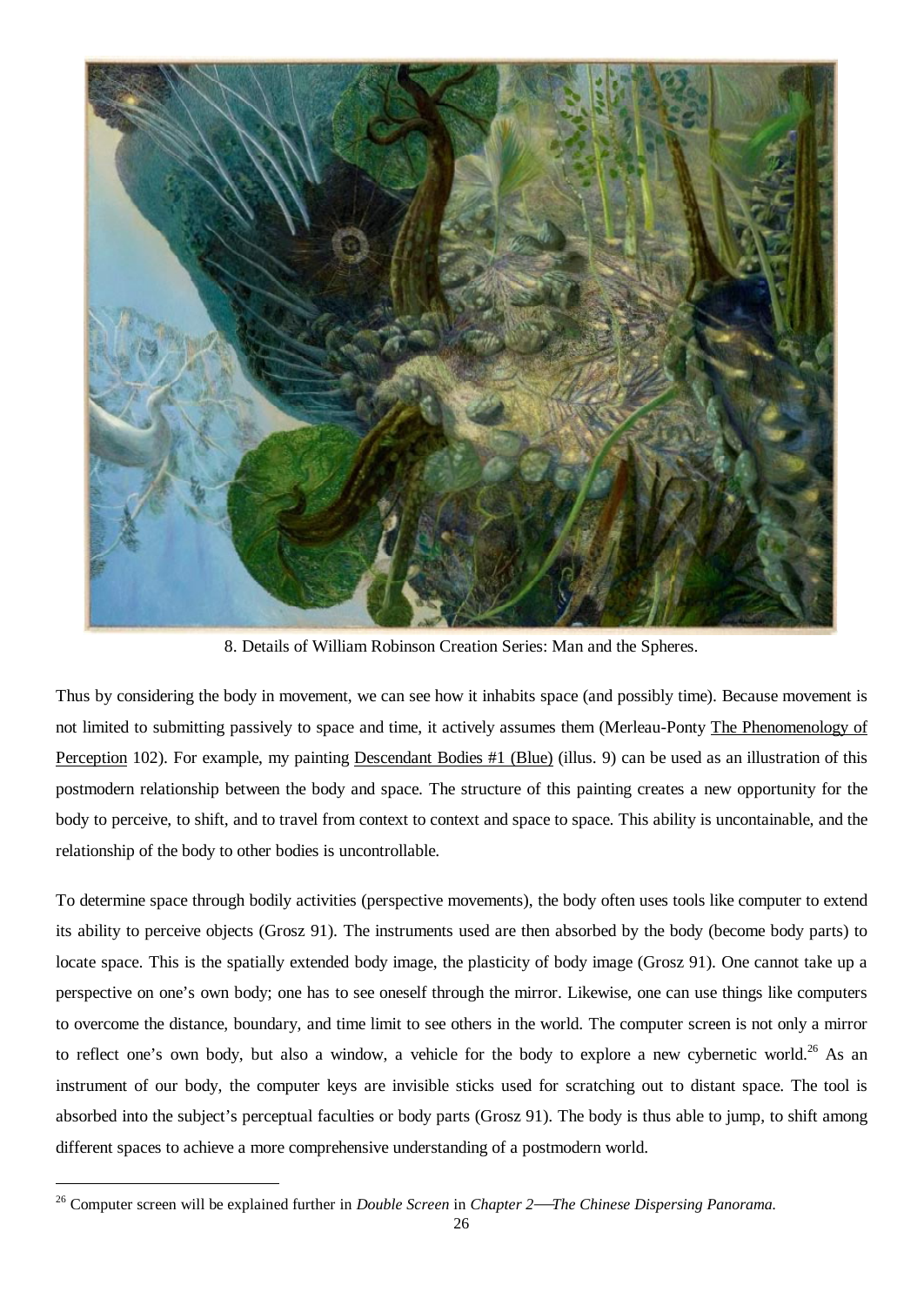8. Details of William Robinson Creation Series: Man and the Spheres.

Thus by considering the body in movement, we can see how it inhabits space (and possibly time). Because movement is not limited to submitting passively to space and time, it actively assumes them (Merleau-Ponty The Phenomenology of Perception 102). For example, my painting Descendant Bodies #1 (Blue) (illus. 9) can be used as an illustration of this postmodern relationship between the body and space. The structure of this painting creates a new opportunity for the body to perceive, to shift, and to travel from context to context and space to space. This ability is uncontainable, and the relationship of the body to other bodies is uncontrollable.

To determine space through bodily activities (perspective movements), the body often uses tools like computer to extend its ability to perceive objects (Grosz 91). The instruments used are then absorbed by the body (become body parts) to locate space. This is the spatially extended body image, the plasticity of body image (Grosz 91). One cannot take up a perspective on one's own body; one has to see oneself through the mirror. Likewise, one can use things like computers to overcome the distance, boundary, and time limit to see others in the world. The computer screen is not only a mirror to reflect one's own body, but also a window, a vehicle for the body to explore a new cybernetic world.[26] As an instrument of our body, the computer keys are invisible sticks used for scratching out to distant space. The tool is absorbed into the subject's perceptual faculties or body parts (Grosz 91). The body is thus able to jump, to shift among different spaces to achieve a more comprehensive understanding of a postmodern world.

[26] Computer screen will be explained further in *Double Screen* in *Chapter 2—The Chinese Dispersing Panorama.*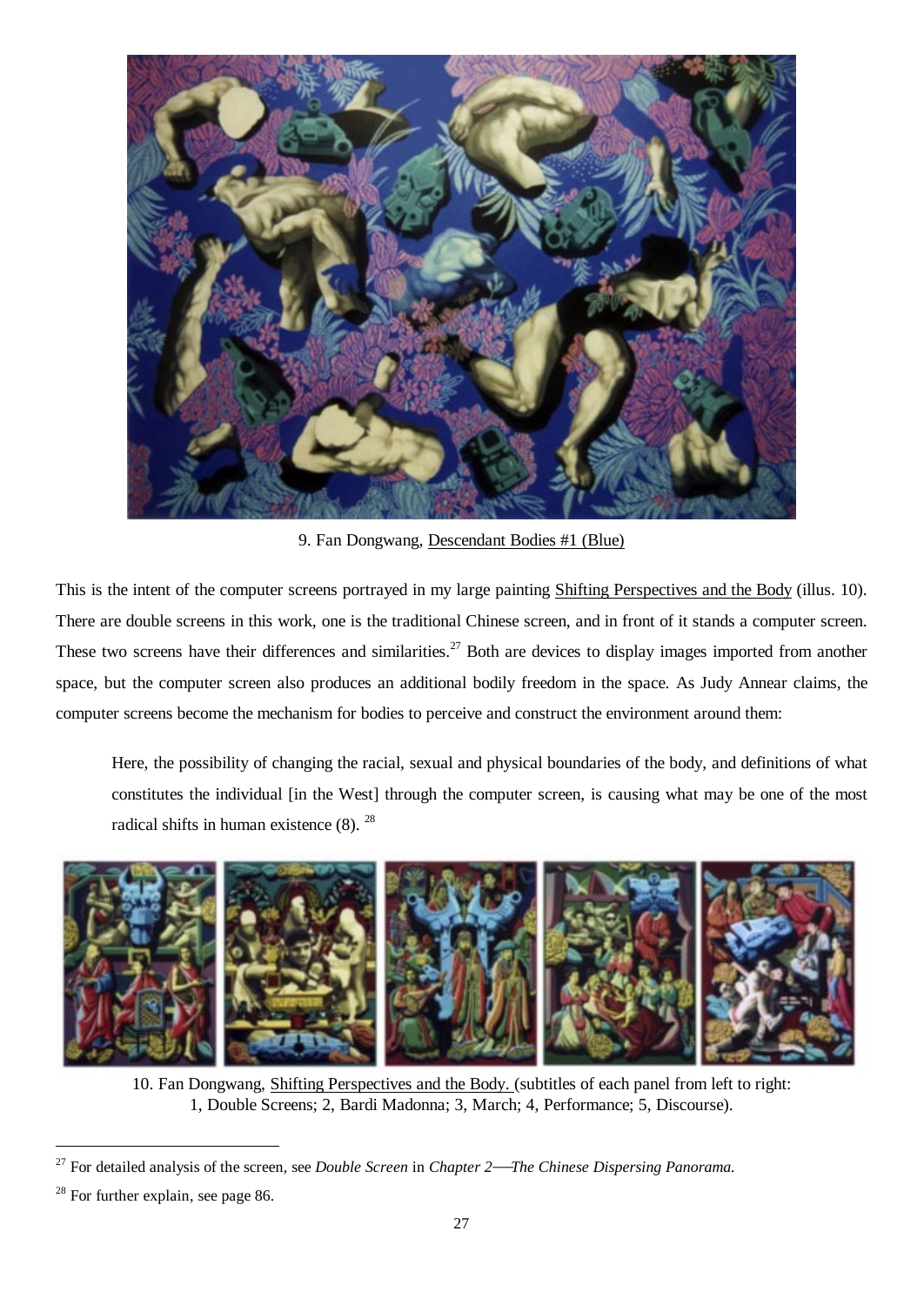9. Fan Dongwang, Descendant Bodies #1 (Blue)

This is the intent of the computer screens portrayed in my large painting Shifting Perspectives and the Body (illus. 10). There are double screens in this work, one is the traditional Chinese screen, and in front of it stands a computer screen. These two screens have their differences and similarities.[27] Both are devices to display images imported from another space, but the computer screen also produces an additional bodily freedom in the space. As Judy Annear claims, the computer screens become the mechanism for bodies to perceive and construct the environment around them:

> Here, the possibility of changing the racial, sexual and physical boundaries of the body, and definitions of what constitutes the individual [in the West] through the computer screen, is causing what may be one of the most radical shifts in human existence (8). [28]

10. Fan Dongwang, Shifting Perspectives and the Body. (subtitles of each panel from left to right: 1, Double Screens; 2, Bardi Madonna; 3, March; 4, Performance; 5, Discourse).

---

[27] For detailed analysis of the screen, see *Double Screen* in *Chapter 2—The Chinese Dispersing Panorama.*

[28] For further explain, see page 86.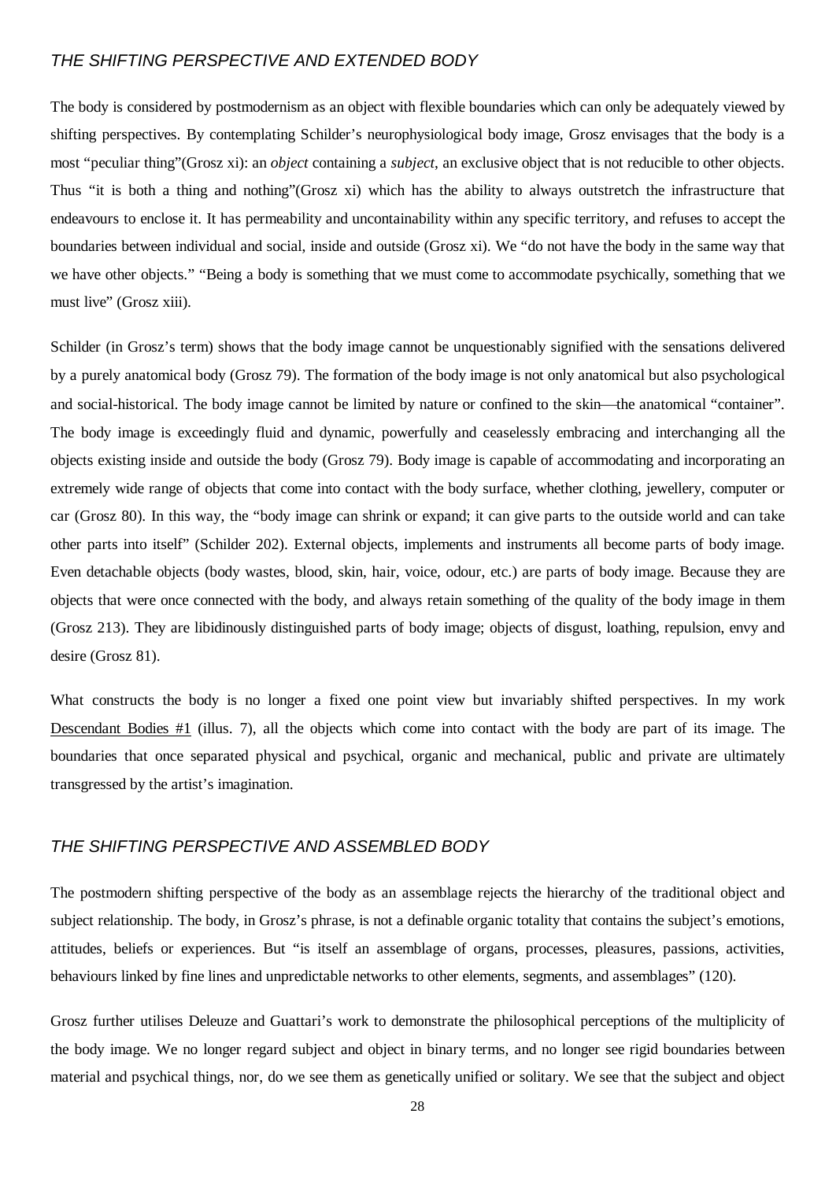## *THE SHIFTING PERSPECTIVE AND EXTENDED BODY*

The body is considered by postmodernism as an object with flexible boundaries which can only be adequately viewed by shifting perspectives. By contemplating Schilder's neurophysiological body image, Grosz envisages that the body is a most "peculiar thing"(Grosz xi): an *object* containing a *subject*, an exclusive object that is not reducible to other objects. Thus "it is both a thing and nothing"(Grosz xi) which has the ability to always outstretch the infrastructure that endeavours to enclose it. It has permeability and uncontainability within any specific territory, and refuses to accept the boundaries between individual and social, inside and outside (Grosz xi). We "do not have the body in the same way that we have other objects." "Being a body is something that we must come to accommodate psychically, something that we must live" (Grosz xiii).

Schilder (in Grosz's term) shows that the body image cannot be unquestionably signified with the sensations delivered by a purely anatomical body (Grosz 79). The formation of the body image is not only anatomical but also psychological and social-historical. The body image cannot be limited by nature or confined to the skin—the anatomical "container". The body image is exceedingly fluid and dynamic, powerfully and ceaselessly embracing and interchanging all the objects existing inside and outside the body (Grosz 79). Body image is capable of accommodating and incorporating an extremely wide range of objects that come into contact with the body surface, whether clothing, jewellery, computer or car (Grosz 80). In this way, the "body image can shrink or expand; it can give parts to the outside world and can take other parts into itself" (Schilder 202). External objects, implements and instruments all become parts of body image. Even detachable objects (body wastes, blood, skin, hair, voice, odour, etc.) are parts of body image. Because they are objects that were once connected with the body, and always retain something of the quality of the body image in them (Grosz 213). They are libidinously distinguished parts of body image; objects of disgust, loathing, repulsion, envy and desire (Grosz 81).

What constructs the body is no longer a fixed one point view but invariably shifted perspectives. In my work <u>Descendant Bodies #1</u> (illus. 7), all the objects which come into contact with the body are part of its image. The boundaries that once separated physical and psychical, organic and mechanical, public and private are ultimately transgressed by the artist's imagination.

## *THE SHIFTING PERSPECTIVE AND ASSEMBLED BODY*

The postmodern shifting perspective of the body as an assemblage rejects the hierarchy of the traditional object and subject relationship. The body, in Grosz's phrase, is not a definable organic totality that contains the subject's emotions, attitudes, beliefs or experiences. But "is itself an assemblage of organs, processes, pleasures, passions, activities, behaviours linked by fine lines and unpredictable networks to other elements, segments, and assemblages" (120).

Grosz further utilises Deleuze and Guattari's work to demonstrate the philosophical perceptions of the multiplicity of the body image. We no longer regard subject and object in binary terms, and no longer see rigid boundaries between material and psychical things, nor, do we see them as genetically unified or solitary. We see that the subject and object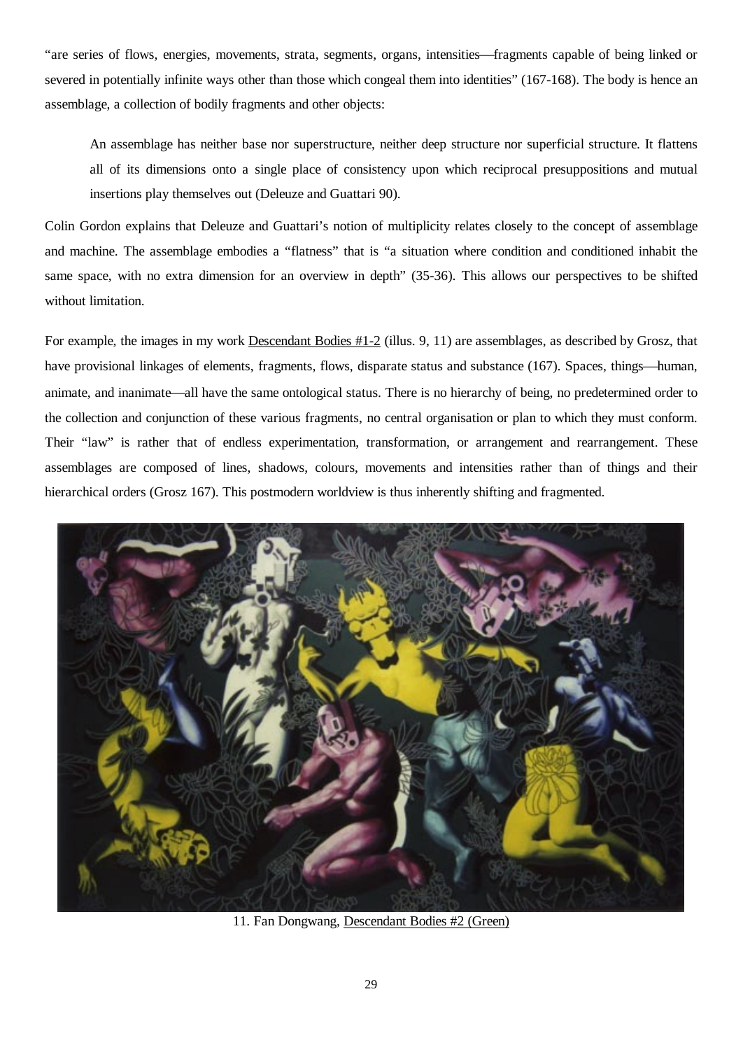"are series of flows, energies, movements, strata, segments, organs, intensities—fragments capable of being linked or severed in potentially infinite ways other than those which congeal them into identities" (167-168). The body is hence an assemblage, a collection of bodily fragments and other objects:

> An assemblage has neither base nor superstructure, neither deep structure nor superficial structure. It flattens all of its dimensions onto a single place of consistency upon which reciprocal presuppositions and mutual insertions play themselves out (Deleuze and Guattari 90).

Colin Gordon explains that Deleuze and Guattari's notion of multiplicity relates closely to the concept of assemblage and machine. The assemblage embodies a "flatness" that is "a situation where condition and conditioned inhabit the same space, with no extra dimension for an overview in depth" (35-36). This allows our perspectives to be shifted without limitation.

For example, the images in my work Descendant Bodies #1-2 (illus. 9, 11) are assemblages, as described by Grosz, that have provisional linkages of elements, fragments, flows, disparate status and substance (167). Spaces, things—human, animate, and inanimate—all have the same ontological status. There is no hierarchy of being, no predetermined order to the collection and conjunction of these various fragments, no central organisation or plan to which they must conform. Their "law" is rather that of endless experimentation, transformation, or arrangement and rearrangement. These assemblages are composed of lines, shadows, colours, movements and intensities rather than of things and their hierarchical orders (Grosz 167). This postmodern worldview is thus inherently shifting and fragmented.

11. Fan Dongwang, Descendant Bodies #2 (Green)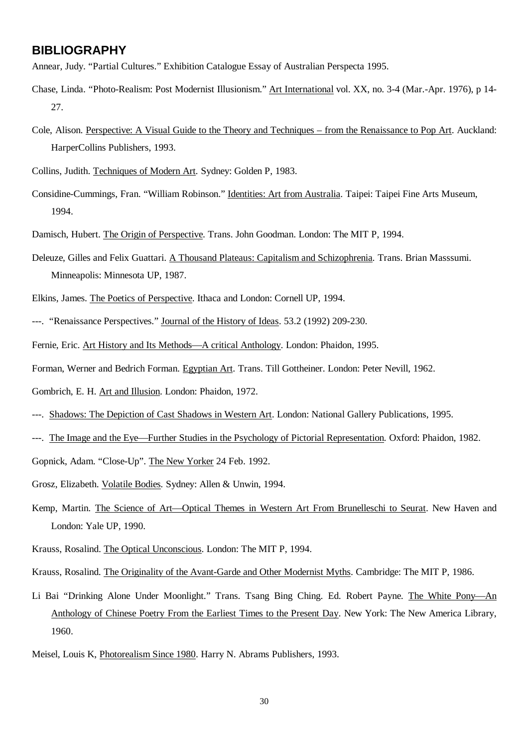## BIBLIOGRAPHY

Annear, Judy. "Partial Cultures." Exhibition Catalogue Essay of Australian Perspecta 1995.

Chase, Linda. "Photo-Realism: Post Modernist Illusionism." Art International vol. XX, no. 3-4 (Mar.-Apr. 1976), p 14-27.

Cole, Alison. Perspective: A Visual Guide to the Theory and Techniques – from the Renaissance to Pop Art. Auckland: HarperCollins Publishers, 1993.

Collins, Judith. Techniques of Modern Art. Sydney: Golden P, 1983.

Considine-Cummings, Fran. "William Robinson." Identities: Art from Australia. Taipei: Taipei Fine Arts Museum, 1994.

Damisch, Hubert. The Origin of Perspective. Trans. John Goodman. London: The MIT P, 1994.

Deleuze, Gilles and Felix Guattari. A Thousand Plateaus: Capitalism and Schizophrenia. Trans. Brian Masssumi. Minneapolis: Minnesota UP, 1987.

Elkins, James. The Poetics of Perspective. Ithaca and London: Cornell UP, 1994.

---. "Renaissance Perspectives." Journal of the History of Ideas. 53.2 (1992) 209-230.

Fernie, Eric. Art History and Its Methods—A critical Anthology. London: Phaidon, 1995.

Forman, Werner and Bedrich Forman. Egyptian Art. Trans. Till Gottheiner. London: Peter Nevill, 1962.

Gombrich, E. H. Art and Illusion. London: Phaidon, 1972.

---. Shadows: The Depiction of Cast Shadows in Western Art. London: National Gallery Publications, 1995.

---. The Image and the Eye—Further Studies in the Psychology of Pictorial Representation. Oxford: Phaidon, 1982.

Gopnick, Adam. "Close-Up". The New Yorker 24 Feb. 1992.

Grosz, Elizabeth. Volatile Bodies. Sydney: Allen & Unwin, 1994.

Kemp, Martin. The Science of Art—Optical Themes in Western Art From Brunelleschi to Seurat. New Haven and London: Yale UP, 1990.

Krauss, Rosalind. The Optical Unconscious. London: The MIT P, 1994.

Krauss, Rosalind. The Originality of the Avant-Garde and Other Modernist Myths. Cambridge: The MIT P, 1986.

Li Bai "Drinking Alone Under Moonlight." Trans. Tsang Bing Ching. Ed. Robert Payne. The White Pony—An Anthology of Chinese Poetry From the Earliest Times to the Present Day. New York: The New America Library, 1960.

Meisel, Louis K, Photorealism Since 1980. Harry N. Abrams Publishers, 1993.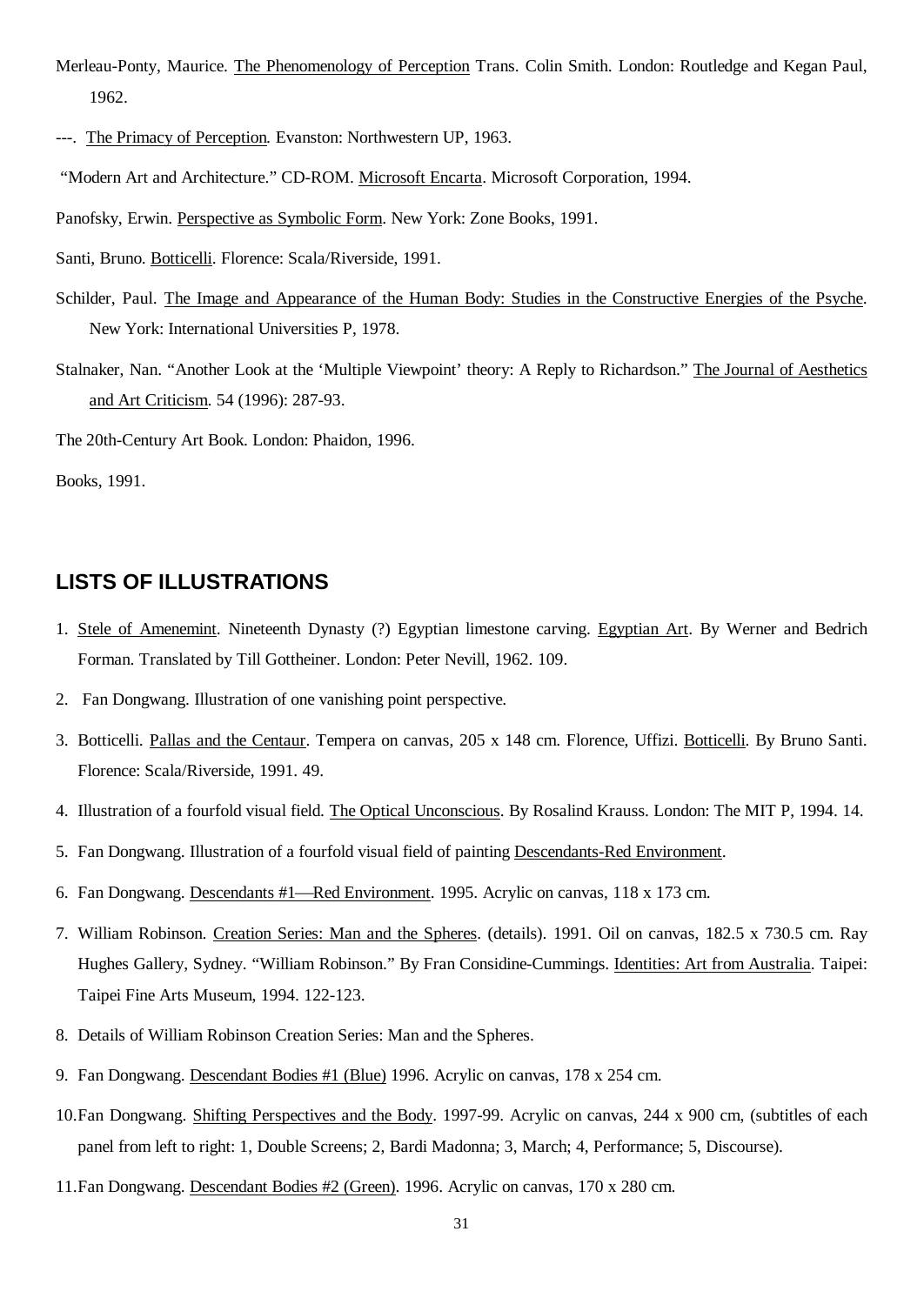Merleau-Ponty, Maurice. The Phenomenology of Perception Trans. Colin Smith. London: Routledge and Kegan Paul, 1962.

---. The Primacy of Perception. Evanston: Northwestern UP, 1963.

"Modern Art and Architecture." CD-ROM. Microsoft Encarta. Microsoft Corporation, 1994.

Panofsky, Erwin. Perspective as Symbolic Form. New York: Zone Books, 1991.

Santi, Bruno. Botticelli. Florence: Scala/Riverside, 1991.

Schilder, Paul. The Image and Appearance of the Human Body: Studies in the Constructive Energies of the Psyche. New York: International Universities P, 1978.

Stalnaker, Nan. "Another Look at the 'Multiple Viewpoint' theory: A Reply to Richardson." The Journal of Aesthetics and Art Criticism. 54 (1996): 287-93.

The 20th-Century Art Book. London: Phaidon, 1996.

Books, 1991.

## LISTS OF ILLUSTRATIONS

1. Stele of Amenemint. Nineteenth Dynasty (?) Egyptian limestone carving. Egyptian Art. By Werner and Bedrich Forman. Translated by Till Gottheiner. London: Peter Nevill, 1962. 109.
2. Fan Dongwang. Illustration of one vanishing point perspective.
3. Botticelli. Pallas and the Centaur. Tempera on canvas, 205 x 148 cm. Florence, Uffizi. Botticelli. By Bruno Santi. Florence: Scala/Riverside, 1991. 49.
4. Illustration of a fourfold visual field. The Optical Unconscious. By Rosalind Krauss. London: The MIT P, 1994. 14.
5. Fan Dongwang. Illustration of a fourfold visual field of painting Descendants-Red Environment.
6. Fan Dongwang. Descendants #1—Red Environment. 1995. Acrylic on canvas, 118 x 173 cm.
7. William Robinson. Creation Series: Man and the Spheres. (details). 1991. Oil on canvas, 182.5 x 730.5 cm. Ray Hughes Gallery, Sydney. "William Robinson." By Fran Considine-Cummings. Identities: Art from Australia. Taipei: Taipei Fine Arts Museum, 1994. 122-123.
8. Details of William Robinson Creation Series: Man and the Spheres.
9. Fan Dongwang. Descendant Bodies #1 (Blue) 1996. Acrylic on canvas, 178 x 254 cm.
10. Fan Dongwang. Shifting Perspectives and the Body. 1997-99. Acrylic on canvas, 244 x 900 cm, (subtitles of each panel from left to right: 1, Double Screens; 2, Bardi Madonna; 3, March; 4, Performance; 5, Discourse).
11. Fan Dongwang. Descendant Bodies #2 (Green). 1996. Acrylic on canvas, 170 x 280 cm.